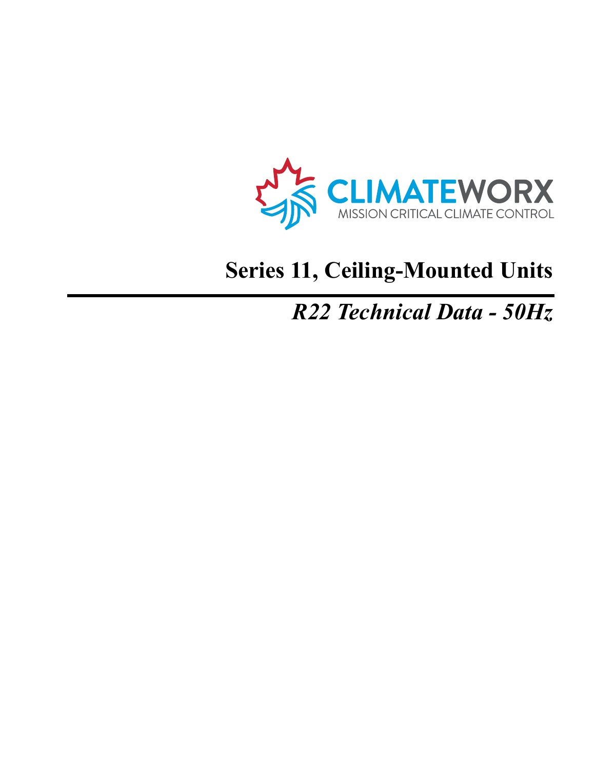CLIMATEWORX
MISSION CRITICAL CLIMATE CONTROL

# Series 11, Ceiling-Mounted Units

## *R22 Technical Data - 50Hz*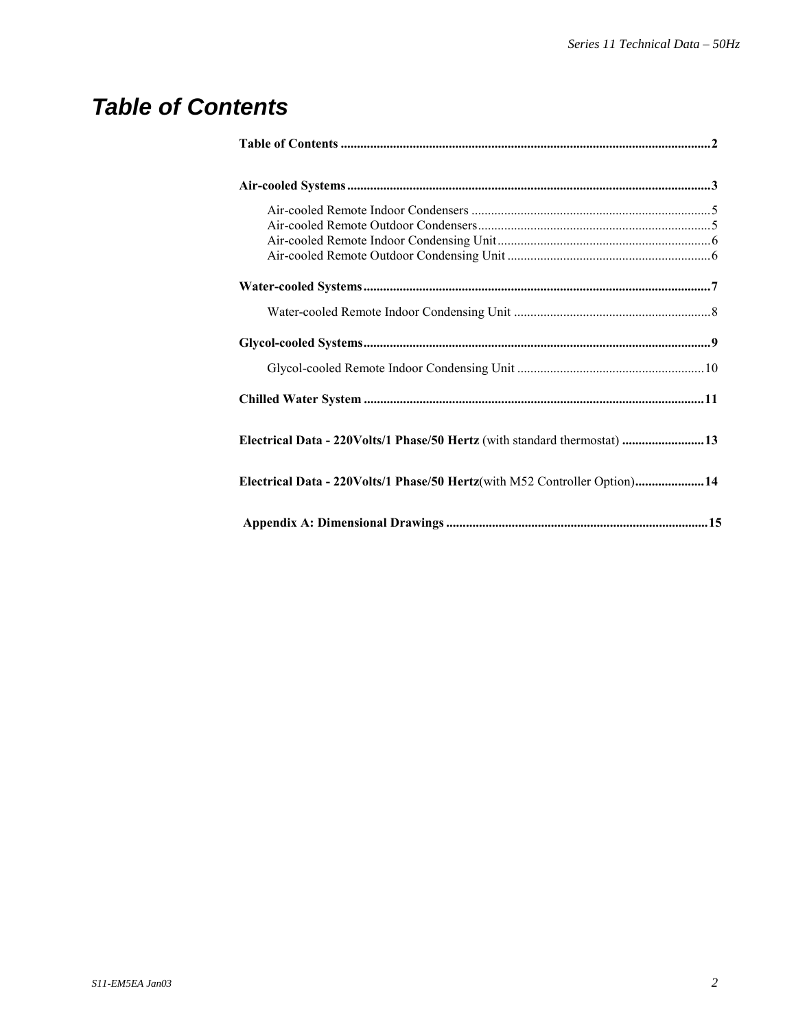# Table of Contents

**Table of Contents** ........................................................................................................**2**

**Air-cooled Systems**........................................................................................................**3**

- Air-cooled Remote Indoor Condensers ........................................................................5
- Air-cooled Remote Outdoor Condensers......................................................................5
- Air-cooled Remote Indoor Condensing Unit................................................................6
- Air-cooled Remote Outdoor Condensing Unit .............................................................6

**Water-cooled Systems**....................................................................................................**7**

- Water-cooled Remote Indoor Condensing Unit ...........................................................8

**Glycol-cooled Systems**....................................................................................................**9**

- Glycol-cooled Remote Indoor Condensing Unit .........................................................10

**Chilled Water System** ...................................................................................................**11**

**Electrical Data - 220Volts/1 Phase/50 Hertz** (with standard thermostat) .........................**13**

**Electrical Data - 220Volts/1 Phase/50 Hertz**(with M52 Controller Option).....................**14**

**Appendix A: Dimensional Drawings** ...............................................................................**15**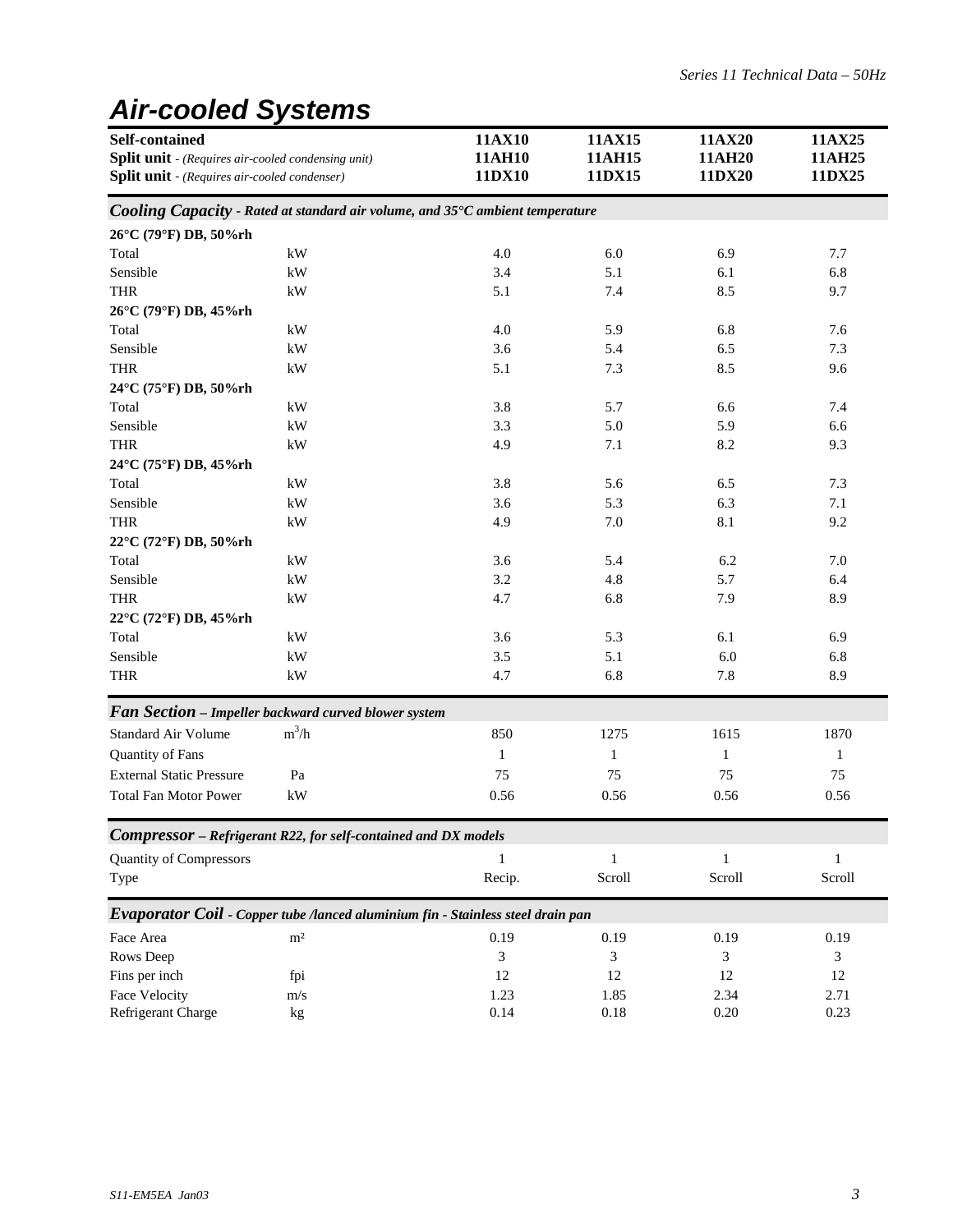# Air-cooled Systems

| Self-contained<br>**Split unit** - *(Requires air-cooled condensing unit)*<br>**Split unit** - *(Requires air-cooled condenser)* | | 11AX10<br>11AH10<br>11DX10 | 11AX15<br>11AH15<br>11DX15 | 11AX20<br>11AH20<br>11DX20 | 11AX25<br>11AH25<br>11DX25 |
|---|---|---|---|---|---|
| ***Cooling Capacity** - Rated at standard air volume, and 35°C ambient temperature* | | | | | |
| **26°C (79°F) DB, 50%rh** | | | | | |
| Total | kW | 4.0 | 6.0 | 6.9 | 7.7 |
| Sensible | kW | 3.4 | 5.1 | 6.1 | 6.8 |
| THR | kW | 5.1 | 7.4 | 8.5 | 9.7 |
| **26°C (79°F) DB, 45%rh** | | | | | |
| Total | kW | 4.0 | 5.9 | 6.8 | 7.6 |
| Sensible | kW | 3.6 | 5.4 | 6.5 | 7.3 |
| THR | kW | 5.1 | 7.3 | 8.5 | 9.6 |
| **24°C (75°F) DB, 50%rh** | | | | | |
| Total | kW | 3.8 | 5.7 | 6.6 | 7.4 |
| Sensible | kW | 3.3 | 5.0 | 5.9 | 6.6 |
| THR | kW | 4.9 | 7.1 | 8.2 | 9.3 |
| **24°C (75°F) DB, 45%rh** | | | | | |
| Total | kW | 3.8 | 5.6 | 6.5 | 7.3 |
| Sensible | kW | 3.6 | 5.3 | 6.3 | 7.1 |
| THR | kW | 4.9 | 7.0 | 8.1 | 9.2 |
| **22°C (72°F) DB, 50%rh** | | | | | |
| Total | kW | 3.6 | 5.4 | 6.2 | 7.0 |
| Sensible | kW | 3.2 | 4.8 | 5.7 | 6.4 |
| THR | kW | 4.7 | 6.8 | 7.9 | 8.9 |
| **22°C (72°F) DB, 45%rh** | | | | | |
| Total | kW | 3.6 | 5.3 | 6.1 | 6.9 |
| Sensible | kW | 3.5 | 5.1 | 6.0 | 6.8 |
| THR | kW | 4.7 | 6.8 | 7.8 | 8.9 |
| ***Fan Section** – Impeller backward curved blower system* | | | | | |
| Standard Air Volume | $m^3/h$ | 850 | 1275 | 1615 | 1870 |
| Quantity of Fans | | 1 | 1 | 1 | 1 |
| External Static Pressure | Pa | 75 | 75 | 75 | 75 |
| Total Fan Motor Power | kW | 0.56 | 0.56 | 0.56 | 0.56 |
| ***Compressor** – Refrigerant R22, for self-contained and DX models* | | | | | |
| Quantity of Compressors | | 1 | 1 | 1 | 1 |
| Type | | Recip. | Scroll | Scroll | Scroll |
| ***Evaporator Coil** - Copper tube /lanced aluminium fin - Stainless steel drain pan* | | | | | |
| Face Area | $m^2$ | 0.19 | 0.19 | 0.19 | 0.19 |
| Rows Deep | | 3 | 3 | 3 | 3 |
| Fins per inch | fpi | 12 | 12 | 12 | 12 |
| Face Velocity | m/s | 1.23 | 1.85 | 2.34 | 2.71 |
| Refrigerant Charge | kg | 0.14 | 0.18 | 0.20 | 0.23 |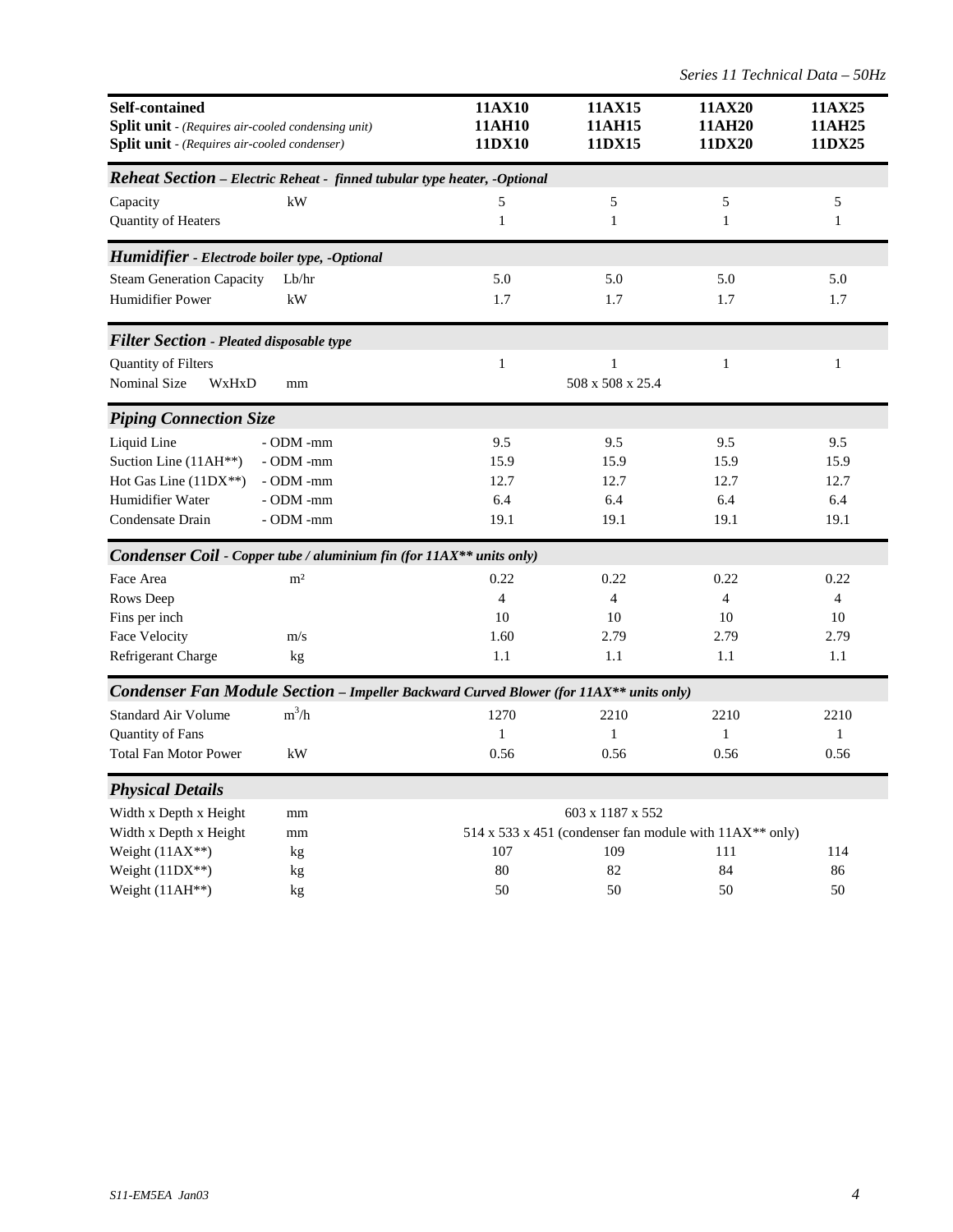*Series 11 Technical Data – 50Hz*

| **Self-contained**<br>**Split unit** - *(Requires air-cooled condensing unit)*<br>**Split unit** - *(Requires air-cooled condenser)* | | **11AX10**<br>**11AH10**<br>**11DX10** | **11AX15**<br>**11AH15**<br>**11DX15** | **11AX20**<br>**11AH20**<br>**11DX20** | **11AX25**<br>**11AH25**<br>**11DX25** |
|---|---|---|---|---|---|
| ***Reheat Section** – Electric Reheat - finned tubular type heater, -Optional* | | | | | |
| Capacity | kW | 5 | 5 | 5 | 5 |
| Quantity of Heaters | | 1 | 1 | 1 | 1 |
| ***Humidifier** - Electrode boiler type, -Optional* | | | | | |
| Steam Generation Capacity | Lb/hr | 5.0 | 5.0 | 5.0 | 5.0 |
| Humidifier Power | kW | 1.7 | 1.7 | 1.7 | 1.7 |
| ***Filter Section** - Pleated disposable type* | | | | | |
| Quantity of Filters | | 1 | 1 | 1 | 1 |
| Nominal Size WxHxD | mm | 508 x 508 x 25.4 | | | |
| ***Piping Connection Size*** | | | | | |
| Liquid Line | - ODM -mm | 9.5 | 9.5 | 9.5 | 9.5 |
| Suction Line (11AH**) | - ODM -mm | 15.9 | 15.9 | 15.9 | 15.9 |
| Hot Gas Line (11DX**) | - ODM -mm | 12.7 | 12.7 | 12.7 | 12.7 |
| Humidifier Water | - ODM -mm | 6.4 | 6.4 | 6.4 | 6.4 |
| Condensate Drain | - ODM -mm | 19.1 | 19.1 | 19.1 | 19.1 |
| ***Condenser Coil** - Copper tube / aluminium fin (for 11AX** units only)* | | | | | |
| Face Area | m² | 0.22 | 0.22 | 0.22 | 0.22 |
| Rows Deep | | 4 | 4 | 4 | 4 |
| Fins per inch | | 10 | 10 | 10 | 10 |
| Face Velocity | m/s | 1.60 | 2.79 | 2.79 | 2.79 |
| Refrigerant Charge | kg | 1.1 | 1.1 | 1.1 | 1.1 |
| ***Condenser Fan Module Section** – Impeller Backward Curved Blower (for 11AX** units only)* | | | | | |
| Standard Air Volume | $m^3/h$ | 1270 | 2210 | 2210 | 2210 |
| Quantity of Fans | | 1 | 1 | 1 | 1 |
| Total Fan Motor Power | kW | 0.56 | 0.56 | 0.56 | 0.56 |
| ***Physical Details*** | | | | | |
| Width x Depth x Height | mm | 603 x 1187 x 552 | | | |
| Width x Depth x Height | mm | 514 x 533 x 451 (condenser fan module with 11AX** only) | | | |
| Weight (11AX**) | kg | 107 | 109 | 111 | 114 |
| Weight (11DX**) | kg | 80 | 82 | 84 | 86 |
| Weight (11AH**) | kg | 50 | 50 | 50 | 50 |

*S11-EM5EA Jan03*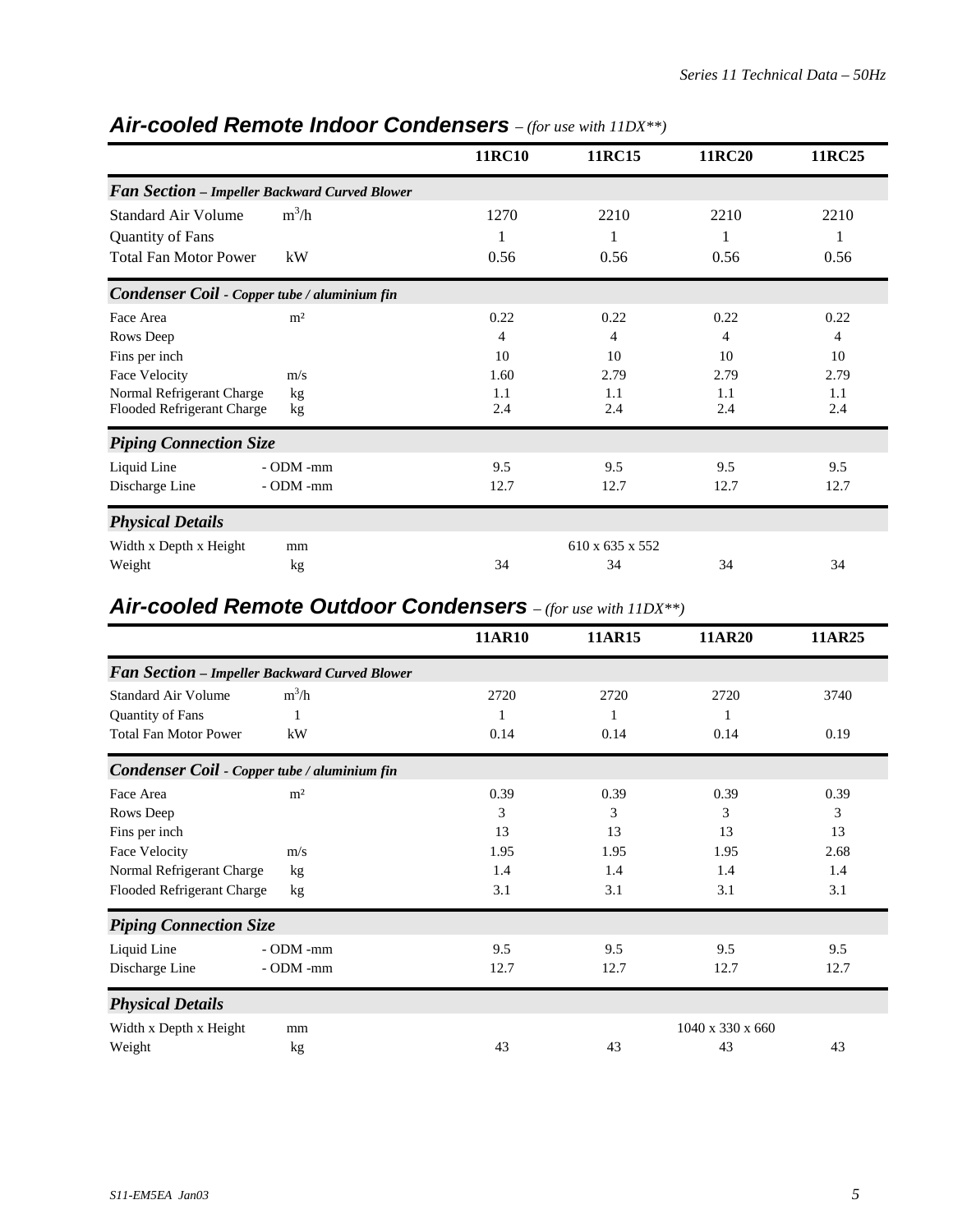## *Air-cooled Remote Indoor Condensers* – *(for use with 11DX**)*

| | | 11RC10 | 11RC15 | 11RC20 | 11RC25 |
|---|---|---|---|---|---|
| ***Fan Section – Impeller Backward Curved Blower*** | | | | | |
| Standard Air Volume | $m^3/h$ | 1270 | 2210 | 2210 | 2210 |
| Quantity of Fans | | 1 | 1 | 1 | 1 |
| Total Fan Motor Power | kW | 0.56 | 0.56 | 0.56 | 0.56 |
| ***Condenser Coil - Copper tube / aluminium fin*** | | | | | |
| Face Area | m² | 0.22 | 0.22 | 0.22 | 0.22 |
| Rows Deep | | 4 | 4 | 4 | 4 |
| Fins per inch | | 10 | 10 | 10 | 10 |
| Face Velocity | m/s | 1.60 | 2.79 | 2.79 | 2.79 |
| Normal Refrigerant Charge | kg | 1.1 | 1.1 | 1.1 | 1.1 |
| Flooded Refrigerant Charge | kg | 2.4 | 2.4 | 2.4 | 2.4 |
| ***Piping Connection Size*** | | | | | |
| Liquid Line | - ODM -mm | 9.5 | 9.5 | 9.5 | 9.5 |
| Discharge Line | - ODM -mm | 12.7 | 12.7 | 12.7 | 12.7 |
| ***Physical Details*** | | | | | |
| Width x Depth x Height | mm | | 610 x 635 x 552 | | |
| Weight | kg | 34 | 34 | 34 | 34 |

## *Air-cooled Remote Outdoor Condensers* – *(for use with 11DX**)*

| | | 11AR10 | 11AR15 | 11AR20 | 11AR25 |
|---|---|---|---|---|---|
| ***Fan Section – Impeller Backward Curved Blower*** | | | | | |
| Standard Air Volume | $m^3/h$ | 2720 | 2720 | 2720 | 3740 |
| Quantity of Fans | 1 | 1 | 1 | 1 | |
| Total Fan Motor Power | kW | 0.14 | 0.14 | 0.14 | 0.19 |
| ***Condenser Coil - Copper tube / aluminium fin*** | | | | | |
| Face Area | m² | 0.39 | 0.39 | 0.39 | 0.39 |
| Rows Deep | | 3 | 3 | 3 | 3 |
| Fins per inch | | 13 | 13 | 13 | 13 |
| Face Velocity | m/s | 1.95 | 1.95 | 1.95 | 2.68 |
| Normal Refrigerant Charge | kg | 1.4 | 1.4 | 1.4 | 1.4 |
| Flooded Refrigerant Charge | kg | 3.1 | 3.1 | 3.1 | 3.1 |
| ***Piping Connection Size*** | | | | | |
| Liquid Line | - ODM -mm | 9.5 | 9.5 | 9.5 | 9.5 |
| Discharge Line | - ODM -mm | 12.7 | 12.7 | 12.7 | 12.7 |
| ***Physical Details*** | | | | | |
| Width x Depth x Height | mm | | | 1040 x 330 x 660 | |
| Weight | kg | 43 | 43 | 43 | 43 |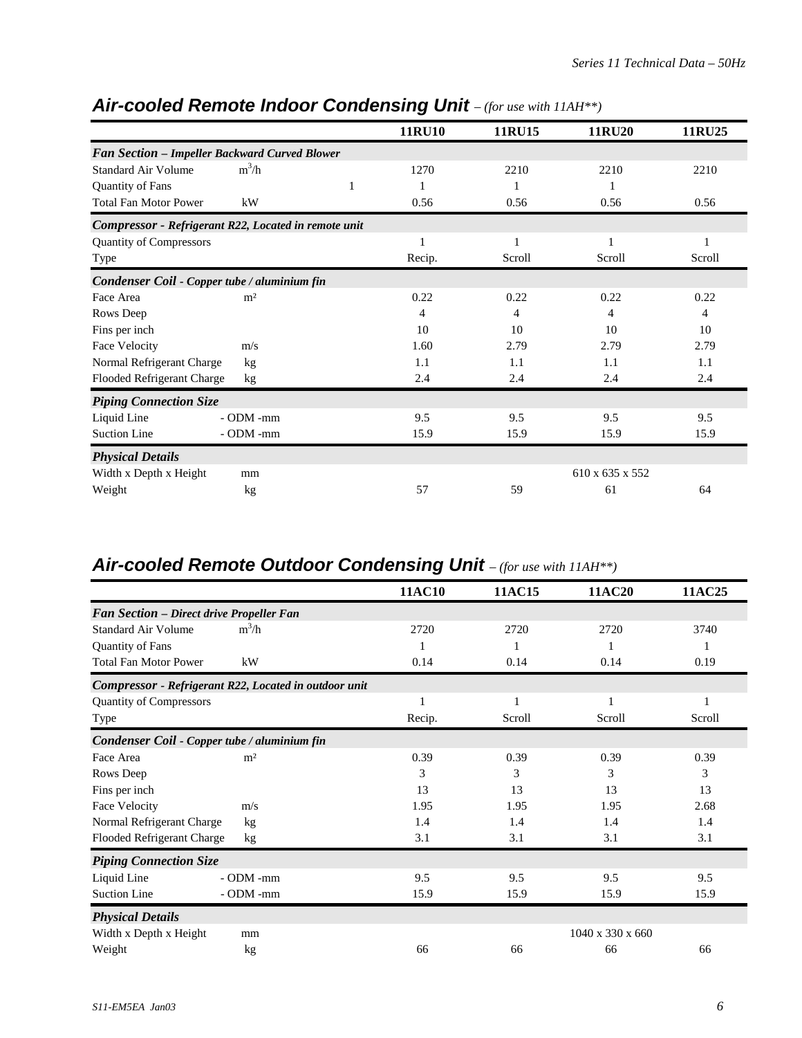## Air-cooled Remote Indoor Condensing Unit – *(for use with 11AH**)*

| | | 11RU10 | 11RU15 | 11RU20 | 11RU25 |
|---|---|---|---|---|---|
| ***Fan Section – Impeller Backward Curved Blower*** | | | | | |
| Standard Air Volume | $m^3/h$ | 1270 | 2210 | 2210 | 2210 |
| Quantity of Fans | 1 | 1 | 1 | 1 | |
| Total Fan Motor Power | kW | 0.56 | 0.56 | 0.56 | 0.56 |
| ***Compressor - Refrigerant R22, Located in remote unit*** | | | | | |
| Quantity of Compressors | | 1 | 1 | 1 | 1 |
| Type | | Recip. | Scroll | Scroll | Scroll |
| ***Condenser Coil - Copper tube / aluminium fin*** | | | | | |
| Face Area | m² | 0.22 | 0.22 | 0.22 | 0.22 |
| Rows Deep | | 4 | 4 | 4 | 4 |
| Fins per inch | | 10 | 10 | 10 | 10 |
| Face Velocity | m/s | 1.60 | 2.79 | 2.79 | 2.79 |
| Normal Refrigerant Charge | kg | 1.1 | 1.1 | 1.1 | 1.1 |
| Flooded Refrigerant Charge | kg | 2.4 | 2.4 | 2.4 | 2.4 |
| ***Piping Connection Size*** | | | | | |
| Liquid Line | - ODM -mm | 9.5 | 9.5 | 9.5 | 9.5 |
| Suction Line | - ODM -mm | 15.9 | 15.9 | 15.9 | 15.9 |
| ***Physical Details*** | | | | | |
| Width x Depth x Height | mm | | | 610 x 635 x 552 | |
| Weight | kg | 57 | 59 | 61 | 64 |

## Air-cooled Remote Outdoor Condensing Unit – *(for use with 11AH**)*

| | | 11AC10 | 11AC15 | 11AC20 | 11AC25 |
|---|---|---|---|---|---|
| ***Fan Section – Direct drive Propeller Fan*** | | | | | |
| Standard Air Volume | $m^3/h$ | 2720 | 2720 | 2720 | 3740 |
| Quantity of Fans | | 1 | 1 | 1 | 1 |
| Total Fan Motor Power | kW | 0.14 | 0.14 | 0.14 | 0.19 |
| ***Compressor - Refrigerant R22, Located in outdoor unit*** | | | | | |
| Quantity of Compressors | | 1 | 1 | 1 | 1 |
| Type | | Recip. | Scroll | Scroll | Scroll |
| ***Condenser Coil - Copper tube / aluminium fin*** | | | | | |
| Face Area | m² | 0.39 | 0.39 | 0.39 | 0.39 |
| Rows Deep | | 3 | 3 | 3 | 3 |
| Fins per inch | | 13 | 13 | 13 | 13 |
| Face Velocity | m/s | 1.95 | 1.95 | 1.95 | 2.68 |
| Normal Refrigerant Charge | kg | 1.4 | 1.4 | 1.4 | 1.4 |
| Flooded Refrigerant Charge | kg | 3.1 | 3.1 | 3.1 | 3.1 |
| ***Piping Connection Size*** | | | | | |
| Liquid Line | - ODM -mm | 9.5 | 9.5 | 9.5 | 9.5 |
| Suction Line | - ODM -mm | 15.9 | 15.9 | 15.9 | 15.9 |
| ***Physical Details*** | | | | | |
| Width x Depth x Height | mm | | | 1040 x 330 x 660 | |
| Weight | kg | 66 | 66 | 66 | 66 |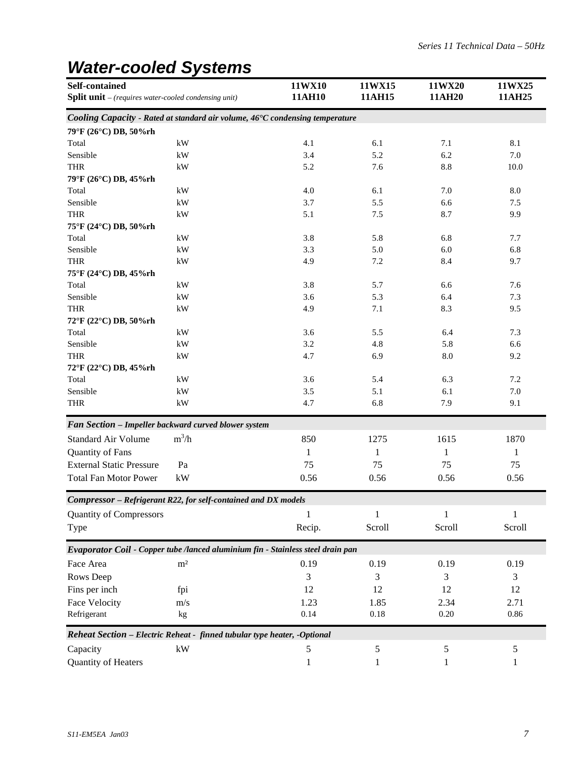## Water-cooled Systems

| **Self-contained**<br>**Split unit** – *(requires water-cooled condensing unit)* | | **11WX10**<br>**11AH10** | **11WX15**<br>**11AH15** | **11WX20**<br>**11AH20** | **11WX25**<br>**11AH25** |
|---|---|---|---|---|---|
| ***Cooling Capacity*** *- Rated at standard air volume, 46°C condensing temperature* | | | | | |
| **79°F (26°C) DB, 50%rh** | | | | | |
| Total | kW | 4.1 | 6.1 | 7.1 | 8.1 |
| Sensible | kW | 3.4 | 5.2 | 6.2 | 7.0 |
| THR | kW | 5.2 | 7.6 | 8.8 | 10.0 |
| **79°F (26°C) DB, 45%rh** | | | | | |
| Total | kW | 4.0 | 6.1 | 7.0 | 8.0 |
| Sensible | kW | 3.7 | 5.5 | 6.6 | 7.5 |
| THR | kW | 5.1 | 7.5 | 8.7 | 9.9 |
| **75°F (24°C) DB, 50%rh** | | | | | |
| Total | kW | 3.8 | 5.8 | 6.8 | 7.7 |
| Sensible | kW | 3.3 | 5.0 | 6.0 | 6.8 |
| THR | kW | 4.9 | 7.2 | 8.4 | 9.7 |
| **75°F (24°C) DB, 45%rh** | | | | | |
| Total | kW | 3.8 | 5.7 | 6.6 | 7.6 |
| Sensible | kW | 3.6 | 5.3 | 6.4 | 7.3 |
| THR | kW | 4.9 | 7.1 | 8.3 | 9.5 |
| **72°F (22°C) DB, 50%rh** | | | | | |
| Total | kW | 3.6 | 5.5 | 6.4 | 7.3 |
| Sensible | kW | 3.2 | 4.8 | 5.8 | 6.6 |
| THR | kW | 4.7 | 6.9 | 8.0 | 9.2 |
| **72°F (22°C) DB, 45%rh** | | | | | |
| Total | kW | 3.6 | 5.4 | 6.3 | 7.2 |
| Sensible | kW | 3.5 | 5.1 | 6.1 | 7.0 |
| THR | kW | 4.7 | 6.8 | 7.9 | 9.1 |
| ***Fan Section*** *– Impeller backward curved blower system* | | | | | |
| Standard Air Volume | $m^3/h$ | 850 | 1275 | 1615 | 1870 |
| Quantity of Fans | | 1 | 1 | 1 | 1 |
| External Static Pressure | Pa | 75 | 75 | 75 | 75 |
| Total Fan Motor Power | kW | 0.56 | 0.56 | 0.56 | 0.56 |
| ***Compressor*** *– Refrigerant R22, for self-contained and DX models* | | | | | |
| Quantity of Compressors | | 1 | 1 | 1 | 1 |
| Type | | Recip. | Scroll | Scroll | Scroll |
| ***Evaporator Coil*** *- Copper tube /lanced aluminium fin - Stainless steel drain pan* | | | | | |
| Face Area | $m^2$ | 0.19 | 0.19 | 0.19 | 0.19 |
| Rows Deep | | 3 | 3 | 3 | 3 |
| Fins per inch | fpi | 12 | 12 | 12 | 12 |
| Face Velocity | m/s | 1.23 | 1.85 | 2.34 | 2.71 |
| Refrigerant | kg | 0.14 | 0.18 | 0.20 | 0.86 |
| ***Reheat Section*** *– Electric Reheat - finned tubular type heater, -Optional* | | | | | |
| Capacity | kW | 5 | 5 | 5 | 5 |
| Quantity of Heaters | | 1 | 1 | 1 | 1 |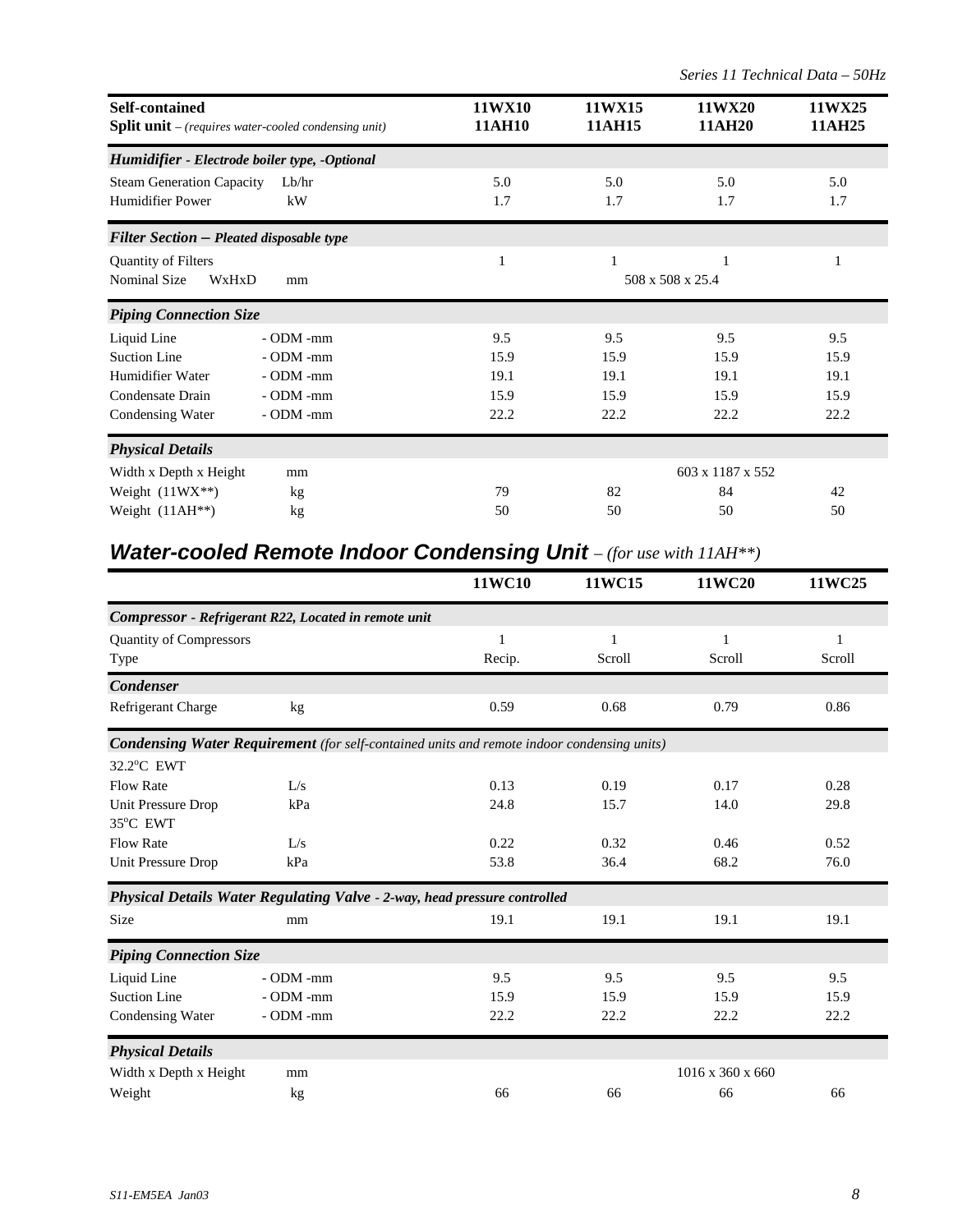| **Self-contained** **Split unit** – *(requires water-cooled condensing unit)* | | **11WX10 11AH10** | **11WX15 11AH15** | **11WX20 11AH20** | **11WX25 11AH25** |
|---|---|---|---|---|---|
| ***Humidifier** - Electrode boiler type, -Optional* | | | | | |
| Steam Generation Capacity | Lb/hr | 5.0 | 5.0 | 5.0 | 5.0 |
| Humidifier Power | kW | 1.7 | 1.7 | 1.7 | 1.7 |
| ***Filter Section** – Pleated disposable type* | | | | | |
| Quantity of Filters | | 1 | 1 | 1 | 1 |
| Nominal Size WxHxD | mm | | | 508 x 508 x 25.4 | |
| ***Piping Connection Size*** | | | | | |
| Liquid Line | - ODM -mm | 9.5 | 9.5 | 9.5 | 9.5 |
| Suction Line | - ODM -mm | 15.9 | 15.9 | 15.9 | 15.9 |
| Humidifier Water | - ODM -mm | 19.1 | 19.1 | 19.1 | 19.1 |
| Condensate Drain | - ODM -mm | 15.9 | 15.9 | 15.9 | 15.9 |
| Condensing Water | - ODM -mm | 22.2 | 22.2 | 22.2 | 22.2 |
| ***Physical Details*** | | | | | |
| Width x Depth x Height | mm | | | 603 x 1187 x 552 | |
| Weight (11WX**) | kg | 79 | 82 | 84 | 42 |
| Weight (11AH**) | kg | 50 | 50 | 50 | 50 |

## *Water-cooled Remote Indoor Condensing Unit – (for use with 11AH**)*

| | | **11WC10** | **11WC15** | **11WC20** | **11WC25** |
|---|---|---|---|---|---|
| ***Compressor** - Refrigerant R22, Located in remote unit* | | | | | |
| Quantity of Compressors | | 1 | 1 | 1 | 1 |
| Type | | Recip. | Scroll | Scroll | Scroll |
| ***Condenser*** | | | | | |
| Refrigerant Charge | kg | 0.59 | 0.68 | 0.79 | 0.86 |
| ***Condensing Water Requirement** (for self-contained units and remote indoor condensing units)* | | | | | |
| 32.2°C EWT | | | | | |
| Flow Rate | L/s | 0.13 | 0.19 | 0.17 | 0.28 |
| Unit Pressure Drop | kPa | 24.8 | 15.7 | 14.0 | 29.8 |
| 35°C EWT | | | | | |
| Flow Rate | L/s | 0.22 | 0.32 | 0.46 | 0.52 |
| Unit Pressure Drop | kPa | 53.8 | 36.4 | 68.2 | 76.0 |
| ***Physical Details Water Regulating Valve** - 2-way, head pressure controlled* | | | | | |
| Size | mm | 19.1 | 19.1 | 19.1 | 19.1 |
| ***Piping Connection Size*** | | | | | |
| Liquid Line | - ODM -mm | 9.5 | 9.5 | 9.5 | 9.5 |
| Suction Line | - ODM -mm | 15.9 | 15.9 | 15.9 | 15.9 |
| Condensing Water | - ODM -mm | 22.2 | 22.2 | 22.2 | 22.2 |
| ***Physical Details*** | | | | | |
| Width x Depth x Height | mm | | | 1016 x 360 x 660 | |
| Weight | kg | 66 | 66 | 66 | 66 |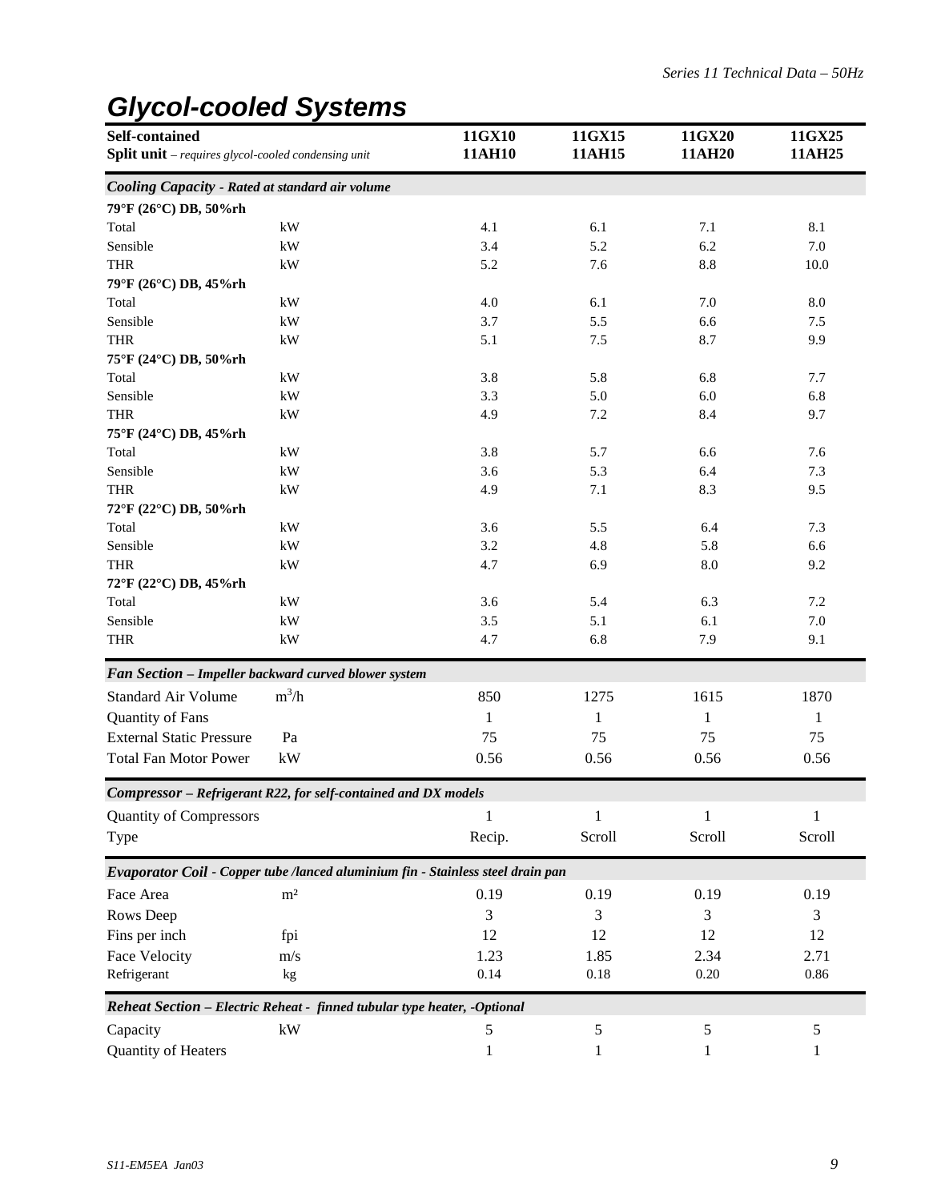# Glycol-cooled Systems

| **Self-contained**<br>**Split unit** – *requires glycol-cooled condensing unit* | | **11GX10**<br>**11AH10** | **11GX15**<br>**11AH15** | **11GX20**<br>**11AH20** | **11GX25**<br>**11AH25** |
|---|---|---|---|---|---|
| ***Cooling Capacity** - Rated at standard air volume* | | | | | |
| **79°F (26°C) DB, 50%rh** | | | | | |
| Total | kW | 4.1 | 6.1 | 7.1 | 8.1 |
| Sensible | kW | 3.4 | 5.2 | 6.2 | 7.0 |
| THR | kW | 5.2 | 7.6 | 8.8 | 10.0 |
| **79°F (26°C) DB, 45%rh** | | | | | |
| Total | kW | 4.0 | 6.1 | 7.0 | 8.0 |
| Sensible | kW | 3.7 | 5.5 | 6.6 | 7.5 |
| THR | kW | 5.1 | 7.5 | 8.7 | 9.9 |
| **75°F (24°C) DB, 50%rh** | | | | | |
| Total | kW | 3.8 | 5.8 | 6.8 | 7.7 |
| Sensible | kW | 3.3 | 5.0 | 6.0 | 6.8 |
| THR | kW | 4.9 | 7.2 | 8.4 | 9.7 |
| **75°F (24°C) DB, 45%rh** | | | | | |
| Total | kW | 3.8 | 5.7 | 6.6 | 7.6 |
| Sensible | kW | 3.6 | 5.3 | 6.4 | 7.3 |
| THR | kW | 4.9 | 7.1 | 8.3 | 9.5 |
| **72°F (22°C) DB, 50%rh** | | | | | |
| Total | kW | 3.6 | 5.5 | 6.4 | 7.3 |
| Sensible | kW | 3.2 | 4.8 | 5.8 | 6.6 |
| THR | kW | 4.7 | 6.9 | 8.0 | 9.2 |
| **72°F (22°C) DB, 45%rh** | | | | | |
| Total | kW | 3.6 | 5.4 | 6.3 | 7.2 |
| Sensible | kW | 3.5 | 5.1 | 6.1 | 7.0 |
| THR | kW | 4.7 | 6.8 | 7.9 | 9.1 |
| ***Fan Section** – Impeller backward curved blower system* | | | | | |
| Standard Air Volume | $m^3/h$ | 850 | 1275 | 1615 | 1870 |
| Quantity of Fans | | 1 | 1 | 1 | 1 |
| External Static Pressure | Pa | 75 | 75 | 75 | 75 |
| Total Fan Motor Power | kW | 0.56 | 0.56 | 0.56 | 0.56 |
| ***Compressor** – Refrigerant R22, for self-contained and DX models* | | | | | |
| Quantity of Compressors | | 1 | 1 | 1 | 1 |
| Type | | Recip. | Scroll | Scroll | Scroll |
| ***Evaporator Coil** - Copper tube /lanced aluminium fin - Stainless steel drain pan* | | | | | |
| Face Area | m² | 0.19 | 0.19 | 0.19 | 0.19 |
| Rows Deep | | 3 | 3 | 3 | 3 |
| Fins per inch | fpi | 12 | 12 | 12 | 12 |
| Face Velocity | m/s | 1.23 | 1.85 | 2.34 | 2.71 |
| Refrigerant | kg | 0.14 | 0.18 | 0.20 | 0.86 |
| ***Reheat Section** – Electric Reheat - finned tubular type heater, -Optional* | | | | | |
| Capacity | kW | 5 | 5 | 5 | 5 |
| Quantity of Heaters | | 1 | 1 | 1 | 1 |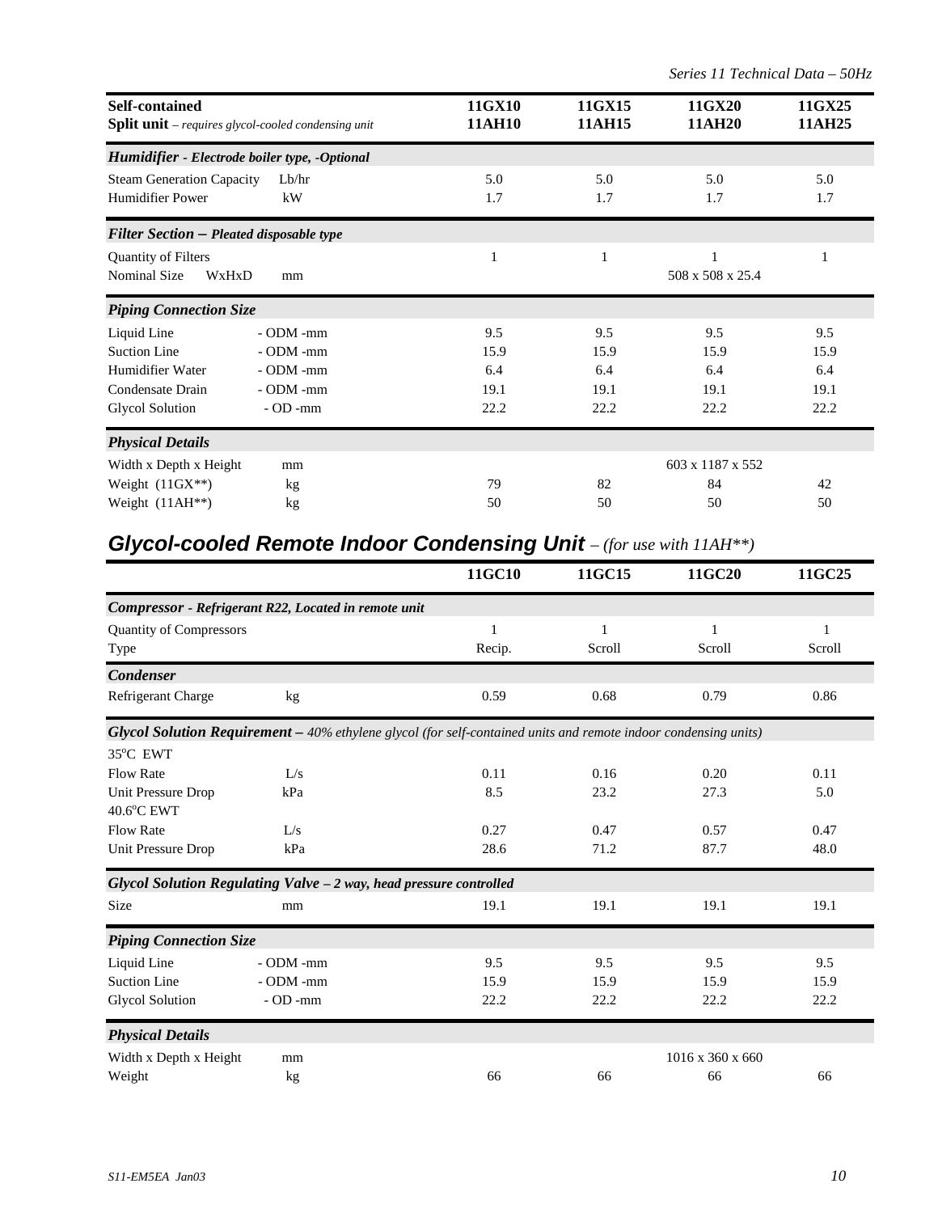| **Self-contained** **Split unit** – *requires glycol-cooled condensing unit* | | **11GX10 11AH10** | **11GX15 11AH15** | **11GX20 11AH20** | **11GX25 11AH25** |
|---|---|---|---|---|---|
| ***Humidifier** - Electrode boiler type, -Optional* | | | | | |
| Steam Generation Capacity | Lb/hr | 5.0 | 5.0 | 5.0 | 5.0 |
| Humidifier Power | kW | 1.7 | 1.7 | 1.7 | 1.7 |
| ***Filter Section** – Pleated disposable type* | | | | | |
| Quantity of Filters | | 1 | 1 | 1 | 1 |
| Nominal Size WxHxD | mm | | | 508 x 508 x 25.4 | |
| ***Piping Connection Size*** | | | | | |
| Liquid Line | - ODM -mm | 9.5 | 9.5 | 9.5 | 9.5 |
| Suction Line | - ODM -mm | 15.9 | 15.9 | 15.9 | 15.9 |
| Humidifier Water | - ODM -mm | 6.4 | 6.4 | 6.4 | 6.4 |
| Condensate Drain | - ODM -mm | 19.1 | 19.1 | 19.1 | 19.1 |
| Glycol Solution | - OD -mm | 22.2 | 22.2 | 22.2 | 22.2 |
| ***Physical Details*** | | | | | |
| Width x Depth x Height | mm | | | 603 x 1187 x 552 | |
| Weight (11GX**) | kg | 79 | 82 | 84 | 42 |
| Weight (11AH**) | kg | 50 | 50 | 50 | 50 |

## *Glycol-cooled Remote Indoor Condensing Unit* – *(for use with 11AH**)*

| | | **11GC10** | **11GC15** | **11GC20** | **11GC25** |
|---|---|---|---|---|---|
| ***Compressor** - Refrigerant R22, Located in remote unit* | | | | | |
| Quantity of Compressors | | 1 | 1 | 1 | 1 |
| Type | | Recip. | Scroll | Scroll | Scroll |
| ***Condenser*** | | | | | |
| Refrigerant Charge | kg | 0.59 | 0.68 | 0.79 | 0.86 |
| ***Glycol Solution Requirement** – 40% ethylene glycol (for self-contained units and remote indoor condensing units)* | | | | | |
| 35°C EWT | | | | | |
| Flow Rate | L/s | 0.11 | 0.16 | 0.20 | 0.11 |
| Unit Pressure Drop | kPa | 8.5 | 23.2 | 27.3 | 5.0 |
| 40.6°C EWT | | | | | |
| Flow Rate | L/s | 0.27 | 0.47 | 0.57 | 0.47 |
| Unit Pressure Drop | kPa | 28.6 | 71.2 | 87.7 | 48.0 |
| ***Glycol Solution Regulating Valve** – 2 way, head pressure controlled* | | | | | |
| Size | mm | 19.1 | 19.1 | 19.1 | 19.1 |
| ***Piping Connection Size*** | | | | | |
| Liquid Line | - ODM -mm | 9.5 | 9.5 | 9.5 | 9.5 |
| Suction Line | - ODM -mm | 15.9 | 15.9 | 15.9 | 15.9 |
| Glycol Solution | - OD -mm | 22.2 | 22.2 | 22.2 | 22.2 |
| ***Physical Details*** | | | | | |
| Width x Depth x Height | mm | | | 1016 x 360 x 660 | |
| Weight | kg | 66 | 66 | 66 | 66 |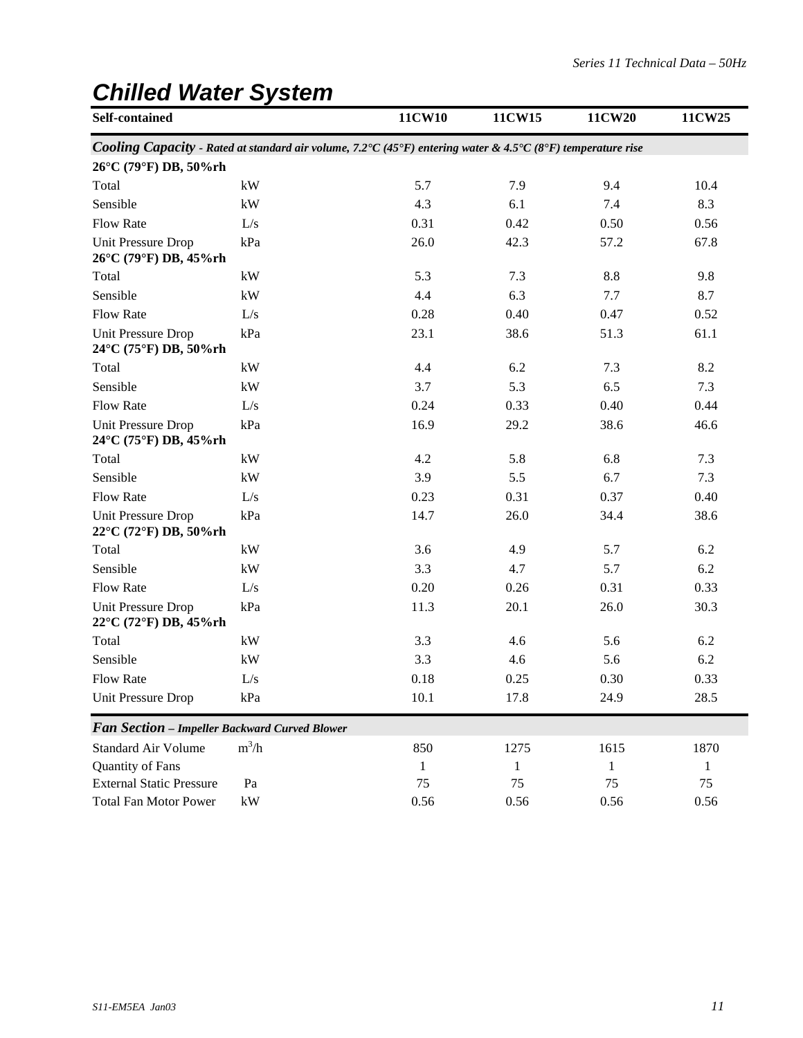# Chilled Water System

| Self-contained | | 11CW10 | 11CW15 | 11CW20 | 11CW25 |
|---|---|---|---|---|---|
| ***Cooling Capacity** - Rated at standard air volume, 7.2°C (45°F) entering water & 4.5°C (8°F) temperature rise* | | | | | |
| **26°C (79°F) DB, 50%rh** | | | | | |
| Total | kW | 5.7 | 7.9 | 9.4 | 10.4 |
| Sensible | kW | 4.3 | 6.1 | 7.4 | 8.3 |
| Flow Rate | L/s | 0.31 | 0.42 | 0.50 | 0.56 |
| Unit Pressure Drop | kPa | 26.0 | 42.3 | 57.2 | 67.8 |
| **26°C (79°F) DB, 45%rh** | | | | | |
| Total | kW | 5.3 | 7.3 | 8.8 | 9.8 |
| Sensible | kW | 4.4 | 6.3 | 7.7 | 8.7 |
| Flow Rate | L/s | 0.28 | 0.40 | 0.47 | 0.52 |
| Unit Pressure Drop | kPa | 23.1 | 38.6 | 51.3 | 61.1 |
| **24°C (75°F) DB, 50%rh** | | | | | |
| Total | kW | 4.4 | 6.2 | 7.3 | 8.2 |
| Sensible | kW | 3.7 | 5.3 | 6.5 | 7.3 |
| Flow Rate | L/s | 0.24 | 0.33 | 0.40 | 0.44 |
| Unit Pressure Drop | kPa | 16.9 | 29.2 | 38.6 | 46.6 |
| **24°C (75°F) DB, 45%rh** | | | | | |
| Total | kW | 4.2 | 5.8 | 6.8 | 7.3 |
| Sensible | kW | 3.9 | 5.5 | 6.7 | 7.3 |
| Flow Rate | L/s | 0.23 | 0.31 | 0.37 | 0.40 |
| Unit Pressure Drop | kPa | 14.7 | 26.0 | 34.4 | 38.6 |
| **22°C (72°F) DB, 50%rh** | | | | | |
| Total | kW | 3.6 | 4.9 | 5.7 | 6.2 |
| Sensible | kW | 3.3 | 4.7 | 5.7 | 6.2 |
| Flow Rate | L/s | 0.20 | 0.26 | 0.31 | 0.33 |
| Unit Pressure Drop | kPa | 11.3 | 20.1 | 26.0 | 30.3 |
| **22°C (72°F) DB, 45%rh** | | | | | |
| Total | kW | 3.3 | 4.6 | 5.6 | 6.2 |
| Sensible | kW | 3.3 | 4.6 | 5.6 | 6.2 |
| Flow Rate | L/s | 0.18 | 0.25 | 0.30 | 0.33 |
| Unit Pressure Drop | kPa | 10.1 | 17.8 | 24.9 | 28.5 |
| ***Fan Section** – Impeller Backward Curved Blower* | | | | | |
| Standard Air Volume | $m^3/h$ | 850 | 1275 | 1615 | 1870 |
| Quantity of Fans | | 1 | 1 | 1 | 1 |
| External Static Pressure | Pa | 75 | 75 | 75 | 75 |
| Total Fan Motor Power | kW | 0.56 | 0.56 | 0.56 | 0.56 |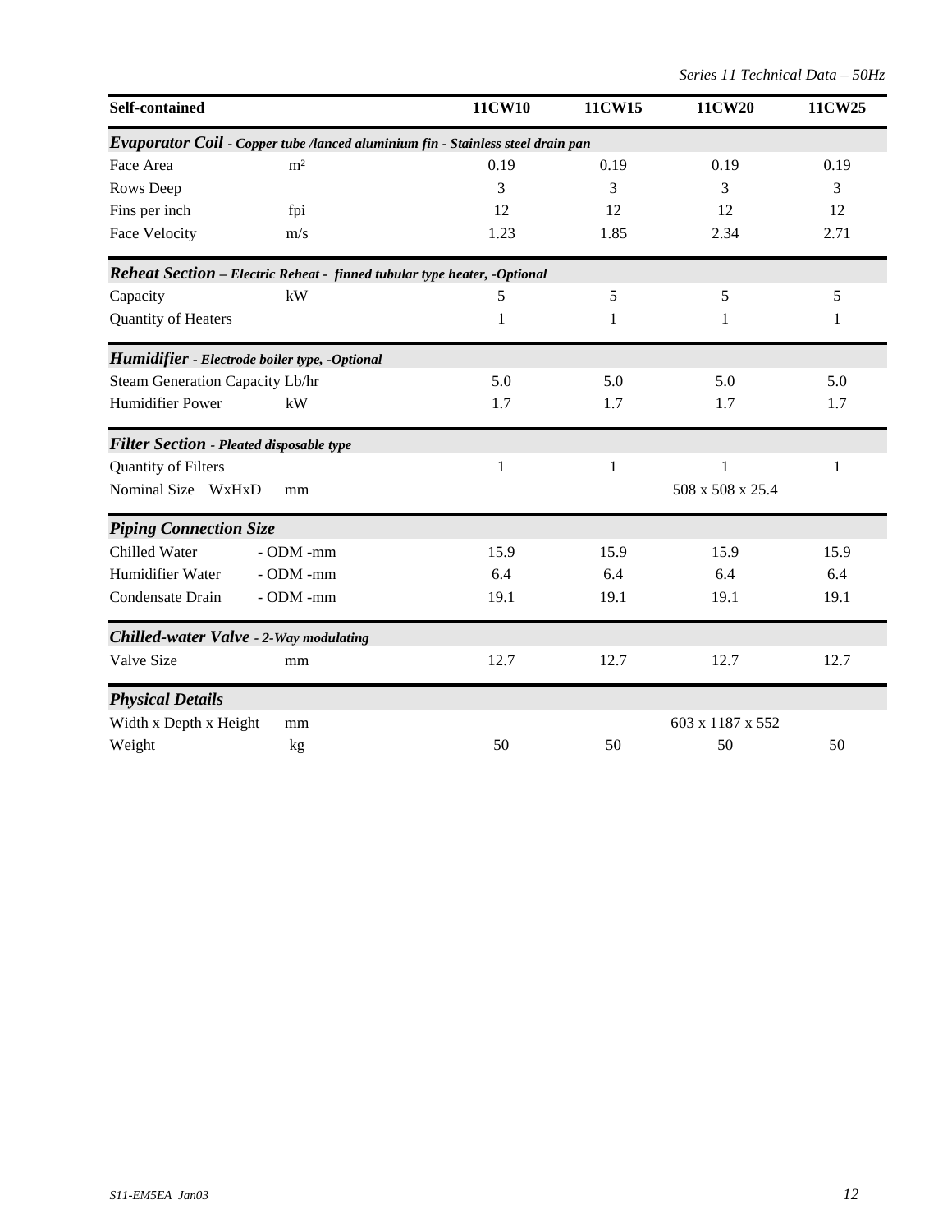| Self-contained | | 11CW10 | 11CW15 | 11CW20 | 11CW25 |
|---|---|---|---|---|---|
| ***Evaporator Coil** - Copper tube /lanced aluminium fin - Stainless steel drain pan* | | | | | |
| Face Area | m² | 0.19 | 0.19 | 0.19 | 0.19 |
| Rows Deep | | 3 | 3 | 3 | 3 |
| Fins per inch | fpi | 12 | 12 | 12 | 12 |
| Face Velocity | m/s | 1.23 | 1.85 | 2.34 | 2.71 |
| ***Reheat Section** – Electric Reheat - finned tubular type heater, -Optional* | | | | | |
| Capacity | kW | 5 | 5 | 5 | 5 |
| Quantity of Heaters | | 1 | 1 | 1 | 1 |
| ***Humidifier** - Electrode boiler type, -Optional* | | | | | |
| Steam Generation Capacity | Lb/hr | 5.0 | 5.0 | 5.0 | 5.0 |
| Humidifier Power | kW | 1.7 | 1.7 | 1.7 | 1.7 |
| ***Filter Section** - Pleated disposable type* | | | | | |
| Quantity of Filters | | 1 | 1 | 1 | 1 |
| Nominal Size WxHxD | mm | | | 508 x 508 x 25.4 | |
| ***Piping Connection Size*** | | | | | |
| Chilled Water | - ODM -mm | 15.9 | 15.9 | 15.9 | 15.9 |
| Humidifier Water | - ODM -mm | 6.4 | 6.4 | 6.4 | 6.4 |
| Condensate Drain | - ODM -mm | 19.1 | 19.1 | 19.1 | 19.1 |
| ***Chilled-water Valve** - 2-Way modulating* | | | | | |
| Valve Size | mm | 12.7 | 12.7 | 12.7 | 12.7 |
| ***Physical Details*** | | | | | |
| Width x Depth x Height | mm | | | 603 x 1187 x 552 | |
| Weight | kg | 50 | 50 | 50 | 50 |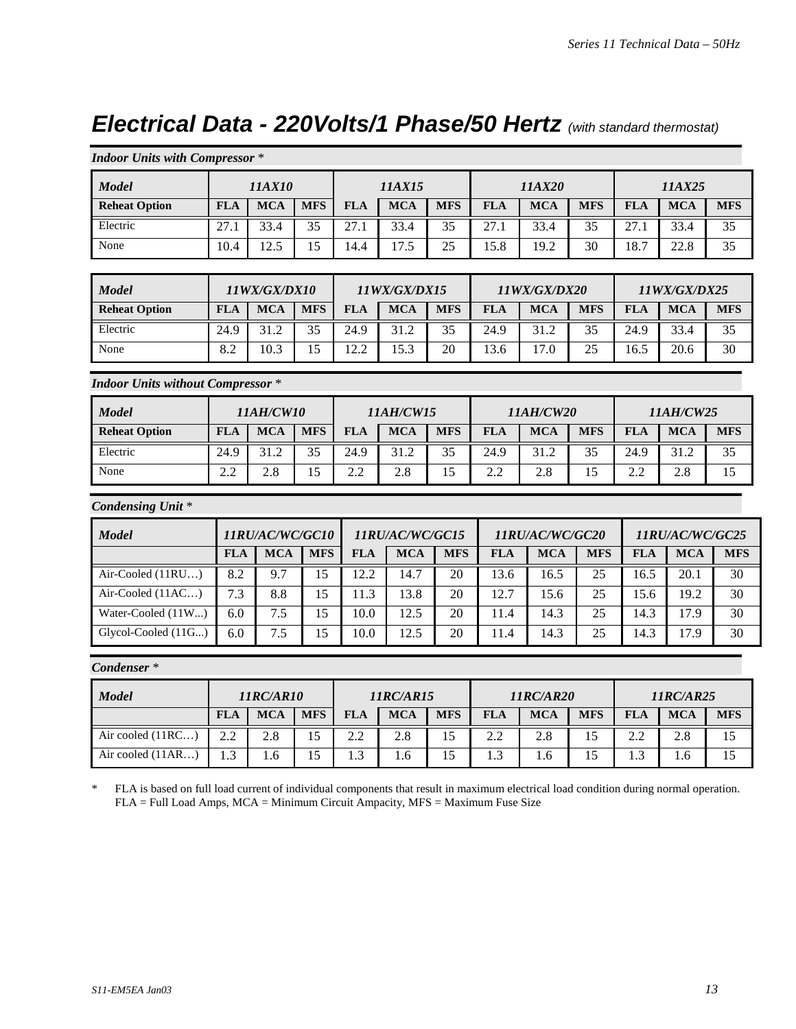# *Electrical Data - 220Volts/1 Phase/50 Hertz* *(with standard thermostat)*

***Indoor Units with Compressor*** *

| *Model* | *11AX10* | | | *11AX15* | | | *11AX20* | | | *11AX25* | | |
|---|---|---|---|---|---|---|---|---|---|---|---|---|
| **Reheat Option** | **FLA** | **MCA** | **MFS** | **FLA** | **MCA** | **MFS** | **FLA** | **MCA** | **MFS** | **FLA** | **MCA** | **MFS** |
| Electric | 27.1 | 33.4 | 35 | 27.1 | 33.4 | 35 | 27.1 | 33.4 | 35 | 27.1 | 33.4 | 35 |
| None | 10.4 | 12.5 | 15 | 14.4 | 17.5 | 25 | 15.8 | 19.2 | 30 | 18.7 | 22.8 | 35 |

| *Model* | *11WX/GX/DX10* | | | *11WX/GX/DX15* | | | *11WX/GX/DX20* | | | *11WX/GX/DX25* | | |
|---|---|---|---|---|---|---|---|---|---|---|---|---|
| **Reheat Option** | **FLA** | **MCA** | **MFS** | **FLA** | **MCA** | **MFS** | **FLA** | **MCA** | **MFS** | **FLA** | **MCA** | **MFS** |
| Electric | 24.9 | 31.2 | 35 | 24.9 | 31.2 | 35 | 24.9 | 31.2 | 35 | 24.9 | 33.4 | 35 |
| None | 8.2 | 10.3 | 15 | 12.2 | 15.3 | 20 | 13.6 | 17.0 | 25 | 16.5 | 20.6 | 30 |

***Indoor Units without Compressor*** *

| *Model* | *11AH/CW10* | | | *11AH/CW15* | | | *11AH/CW20* | | | *11AH/CW25* | | |
|---|---|---|---|---|---|---|---|---|---|---|---|---|
| **Reheat Option** | **FLA** | **MCA** | **MFS** | **FLA** | **MCA** | **MFS** | **FLA** | **MCA** | **MFS** | **FLA** | **MCA** | **MFS** |
| Electric | 24.9 | 31.2 | 35 | 24.9 | 31.2 | 35 | 24.9 | 31.2 | 35 | 24.9 | 31.2 | 35 |
| None | 2.2 | 2.8 | 15 | 2.2 | 2.8 | 15 | 2.2 | 2.8 | 15 | 2.2 | 2.8 | 15 |

***Condensing Unit*** *

| *Model* | *11RU/AC/WC/GC10* | | | *11RU/AC/WC/GC15* | | | *11RU/AC/WC/GC20* | | | *11RU/AC/WC/GC25* | | |
|---|---|---|---|---|---|---|---|---|---|---|---|---|
| | **FLA** | **MCA** | **MFS** | **FLA** | **MCA** | **MFS** | **FLA** | **MCA** | **MFS** | **FLA** | **MCA** | **MFS** |
| Air-Cooled (11RU…) | 8.2 | 9.7 | 15 | 12.2 | 14.7 | 20 | 13.6 | 16.5 | 25 | 16.5 | 20.1 | 30 |
| Air-Cooled (11AC…) | 7.3 | 8.8 | 15 | 11.3 | 13.8 | 20 | 12.7 | 15.6 | 25 | 15.6 | 19.2 | 30 |
| Water-Cooled (11W...) | 6.0 | 7.5 | 15 | 10.0 | 12.5 | 20 | 11.4 | 14.3 | 25 | 14.3 | 17.9 | 30 |
| Glycol-Cooled (11G...) | 6.0 | 7.5 | 15 | 10.0 | 12.5 | 20 | 11.4 | 14.3 | 25 | 14.3 | 17.9 | 30 |

***Condenser*** *

| *Model* | *11RC/AR10* | | | *11RC/AR15* | | | *11RC/AR20* | | | *11RC/AR25* | | |
|---|---|---|---|---|---|---|---|---|---|---|---|---|
| | **FLA** | **MCA** | **MFS** | **FLA** | **MCA** | **MFS** | **FLA** | **MCA** | **MFS** | **FLA** | **MCA** | **MFS** |
| Air cooled (11RC…) | 2.2 | 2.8 | 15 | 2.2 | 2.8 | 15 | 2.2 | 2.8 | 15 | 2.2 | 2.8 | 15 |
| Air cooled (11AR…) | 1.3 | 1.6 | 15 | 1.3 | 1.6 | 15 | 1.3 | 1.6 | 15 | 1.3 | 1.6 | 15 |

\* FLA is based on full load current of individual components that result in maximum electrical load condition during normal operation.
FLA = Full Load Amps, MCA = Minimum Circuit Ampacity, MFS = Maximum Fuse Size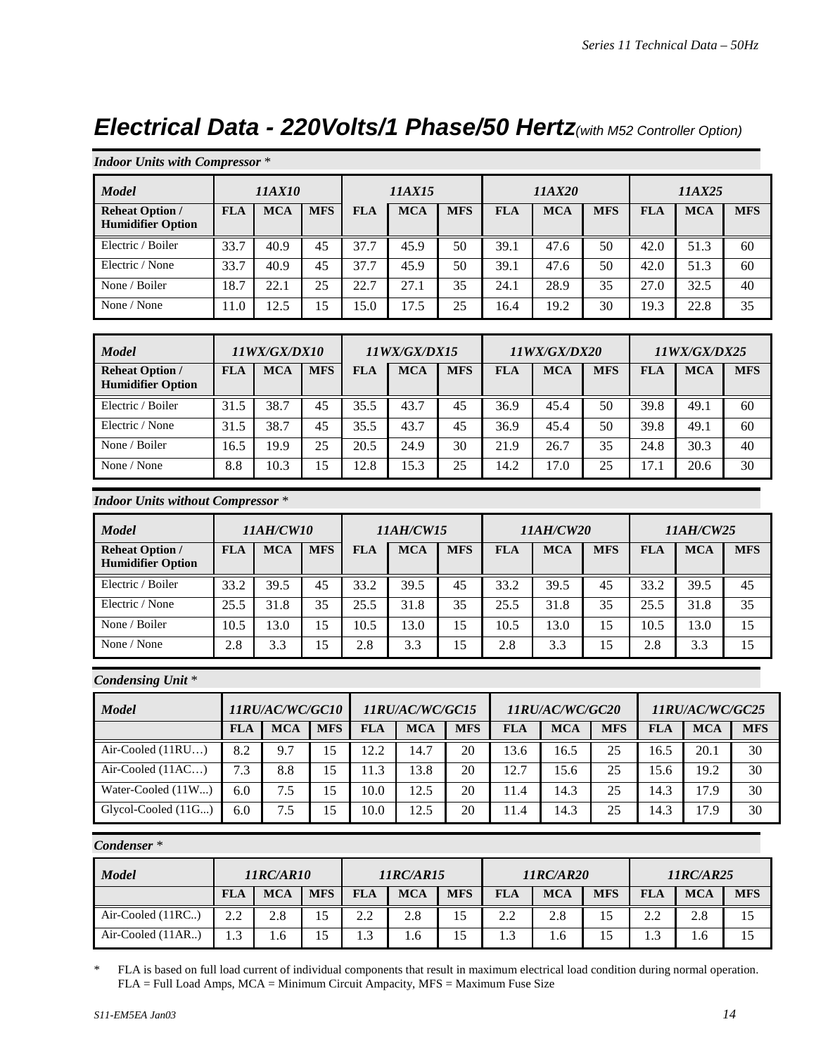# *Electrical Data - 220Volts/1 Phase/50 Hertz* *(with M52 Controller Option)*

### *Indoor Units with Compressor* *

| *Model* | *11AX10* | | | *11AX15* | | | *11AX20* | | | *11AX25* | | |
|---|---|---|---|---|---|---|---|---|---|---|---|---|
| **Reheat Option / Humidifier Option** | **FLA** | **MCA** | **MFS** | **FLA** | **MCA** | **MFS** | **FLA** | **MCA** | **MFS** | **FLA** | **MCA** | **MFS** |
| Electric / Boiler | 33.7 | 40.9 | 45 | 37.7 | 45.9 | 50 | 39.1 | 47.6 | 50 | 42.0 | 51.3 | 60 |
| Electric / None | 33.7 | 40.9 | 45 | 37.7 | 45.9 | 50 | 39.1 | 47.6 | 50 | 42.0 | 51.3 | 60 |
| None / Boiler | 18.7 | 22.1 | 25 | 22.7 | 27.1 | 35 | 24.1 | 28.9 | 35 | 27.0 | 32.5 | 40 |
| None / None | 11.0 | 12.5 | 15 | 15.0 | 17.5 | 25 | 16.4 | 19.2 | 30 | 19.3 | 22.8 | 35 |

| *Model* | *11WX/GX/DX10* | | | *11WX/GX/DX15* | | | *11WX/GX/DX20* | | | *11WX/GX/DX25* | | |
|---|---|---|---|---|---|---|---|---|---|---|---|---|
| **Reheat Option / Humidifier Option** | **FLA** | **MCA** | **MFS** | **FLA** | **MCA** | **MFS** | **FLA** | **MCA** | **MFS** | **FLA** | **MCA** | **MFS** |
| Electric / Boiler | 31.5 | 38.7 | 45 | 35.5 | 43.7 | 45 | 36.9 | 45.4 | 50 | 39.8 | 49.1 | 60 |
| Electric / None | 31.5 | 38.7 | 45 | 35.5 | 43.7 | 45 | 36.9 | 45.4 | 50 | 39.8 | 49.1 | 60 |
| None / Boiler | 16.5 | 19.9 | 25 | 20.5 | 24.9 | 30 | 21.9 | 26.7 | 35 | 24.8 | 30.3 | 40 |
| None / None | 8.8 | 10.3 | 15 | 12.8 | 15.3 | 25 | 14.2 | 17.0 | 25 | 17.1 | 20.6 | 30 |

### *Indoor Units without Compressor* *

| *Model* | *11AH/CW10* | | | *11AH/CW15* | | | *11AH/CW20* | | | *11AH/CW25* | | |
|---|---|---|---|---|---|---|---|---|---|---|---|---|
| **Reheat Option / Humidifier Option** | **FLA** | **MCA** | **MFS** | **FLA** | **MCA** | **MFS** | **FLA** | **MCA** | **MFS** | **FLA** | **MCA** | **MFS** |
| Electric / Boiler | 33.2 | 39.5 | 45 | 33.2 | 39.5 | 45 | 33.2 | 39.5 | 45 | 33.2 | 39.5 | 45 |
| Electric / None | 25.5 | 31.8 | 35 | 25.5 | 31.8 | 35 | 25.5 | 31.8 | 35 | 25.5 | 31.8 | 35 |
| None / Boiler | 10.5 | 13.0 | 15 | 10.5 | 13.0 | 15 | 10.5 | 13.0 | 15 | 10.5 | 13.0 | 15 |
| None / None | 2.8 | 3.3 | 15 | 2.8 | 3.3 | 15 | 2.8 | 3.3 | 15 | 2.8 | 3.3 | 15 |

### *Condensing Unit* *

| *Model* | *11RU/AC/WC/GC10* | | | *11RU/AC/WC/GC15* | | | *11RU/AC/WC/GC20* | | | *11RU/AC/WC/GC25* | | |
|---|---|---|---|---|---|---|---|---|---|---|---|---|
| | **FLA** | **MCA** | **MFS** | **FLA** | **MCA** | **MFS** | **FLA** | **MCA** | **MFS** | **FLA** | **MCA** | **MFS** |
| Air-Cooled (11RU…) | 8.2 | 9.7 | 15 | 12.2 | 14.7 | 20 | 13.6 | 16.5 | 25 | 16.5 | 20.1 | 30 |
| Air-Cooled (11AC…) | 7.3 | 8.8 | 15 | 11.3 | 13.8 | 20 | 12.7 | 15.6 | 25 | 15.6 | 19.2 | 30 |
| Water-Cooled (11W...) | 6.0 | 7.5 | 15 | 10.0 | 12.5 | 20 | 11.4 | 14.3 | 25 | 14.3 | 17.9 | 30 |
| Glycol-Cooled (11G...) | 6.0 | 7.5 | 15 | 10.0 | 12.5 | 20 | 11.4 | 14.3 | 25 | 14.3 | 17.9 | 30 |

### *Condenser* *

| *Model* | *11RC/AR10* | | | *11RC/AR15* | | | *11RC/AR20* | | | *11RC/AR25* | | |
|---|---|---|---|---|---|---|---|---|---|---|---|---|
| | **FLA** | **MCA** | **MFS** | **FLA** | **MCA** | **MFS** | **FLA** | **MCA** | **MFS** | **FLA** | **MCA** | **MFS** |
| Air-Cooled (11RC..) | 2.2 | 2.8 | 15 | 2.2 | 2.8 | 15 | 2.2 | 2.8 | 15 | 2.2 | 2.8 | 15 |
| Air-Cooled (11AR..) | 1.3 | 1.6 | 15 | 1.3 | 1.6 | 15 | 1.3 | 1.6 | 15 | 1.3 | 1.6 | 15 |

\* FLA is based on full load current of individual components that result in maximum electrical load condition during normal operation. FLA = Full Load Amps, MCA = Minimum Circuit Ampacity, MFS = Maximum Fuse Size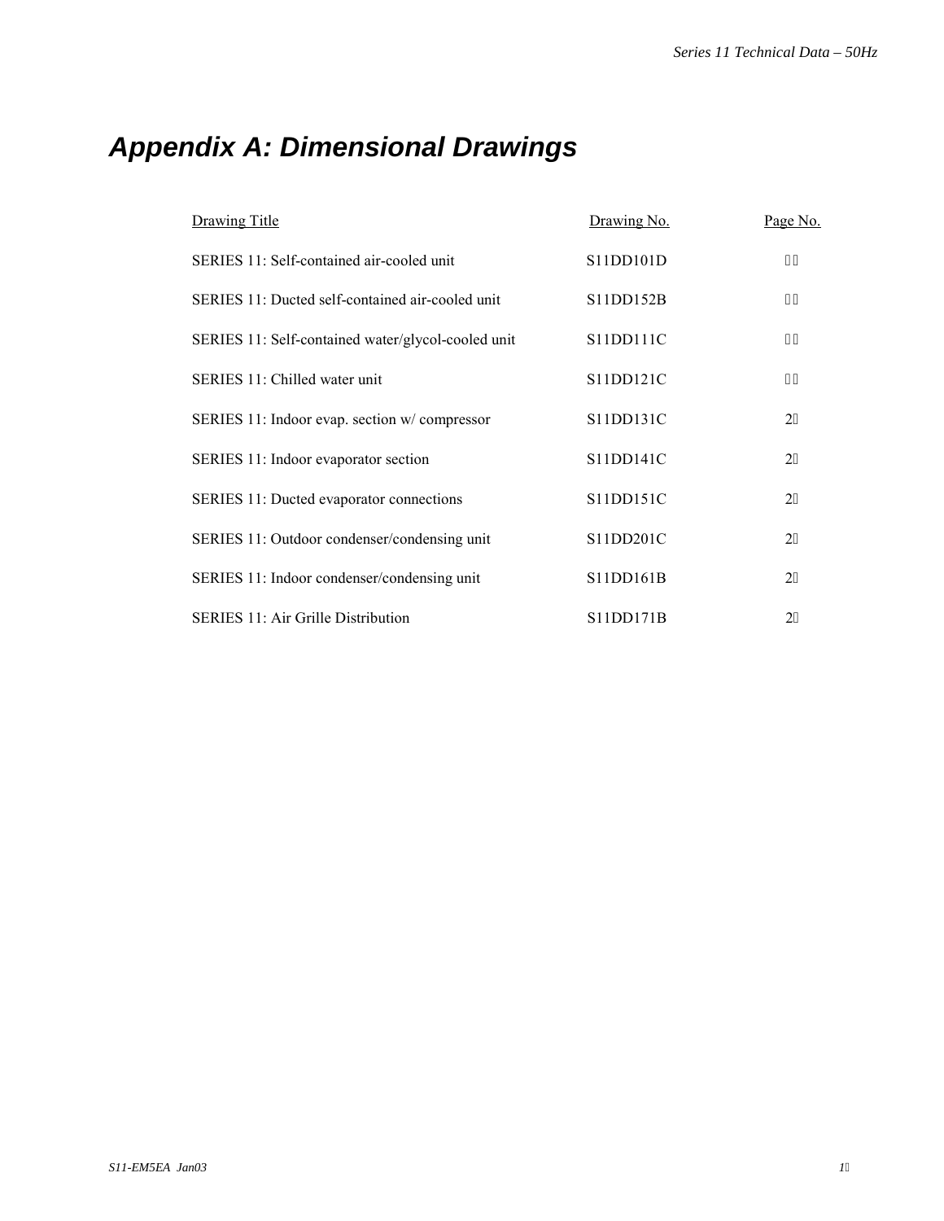# Appendix A: Dimensional Drawings

| Drawing Title | Drawing No. | Page No. |
|---|---|---|
| SERIES 11: Self-contained air-cooled unit | S11DD101D | |
| SERIES 11: Ducted self-contained air-cooled unit | S11DD152B | |
| SERIES 11: Self-contained water/glycol-cooled unit | S11DD111C | |
| SERIES 11: Chilled water unit | S11DD121C | |
| SERIES 11: Indoor evap. section w/ compressor | S11DD131C | 2 |
| SERIES 11: Indoor evaporator section | S11DD141C | 2 |
| SERIES 11: Ducted evaporator connections | S11DD151C | 2 |
| SERIES 11: Outdoor condenser/condensing unit | S11DD201C | 2 |
| SERIES 11: Indoor condenser/condensing unit | S11DD161B | 2 |
| SERIES 11: Air Grille Distribution | S11DD171B | 2 |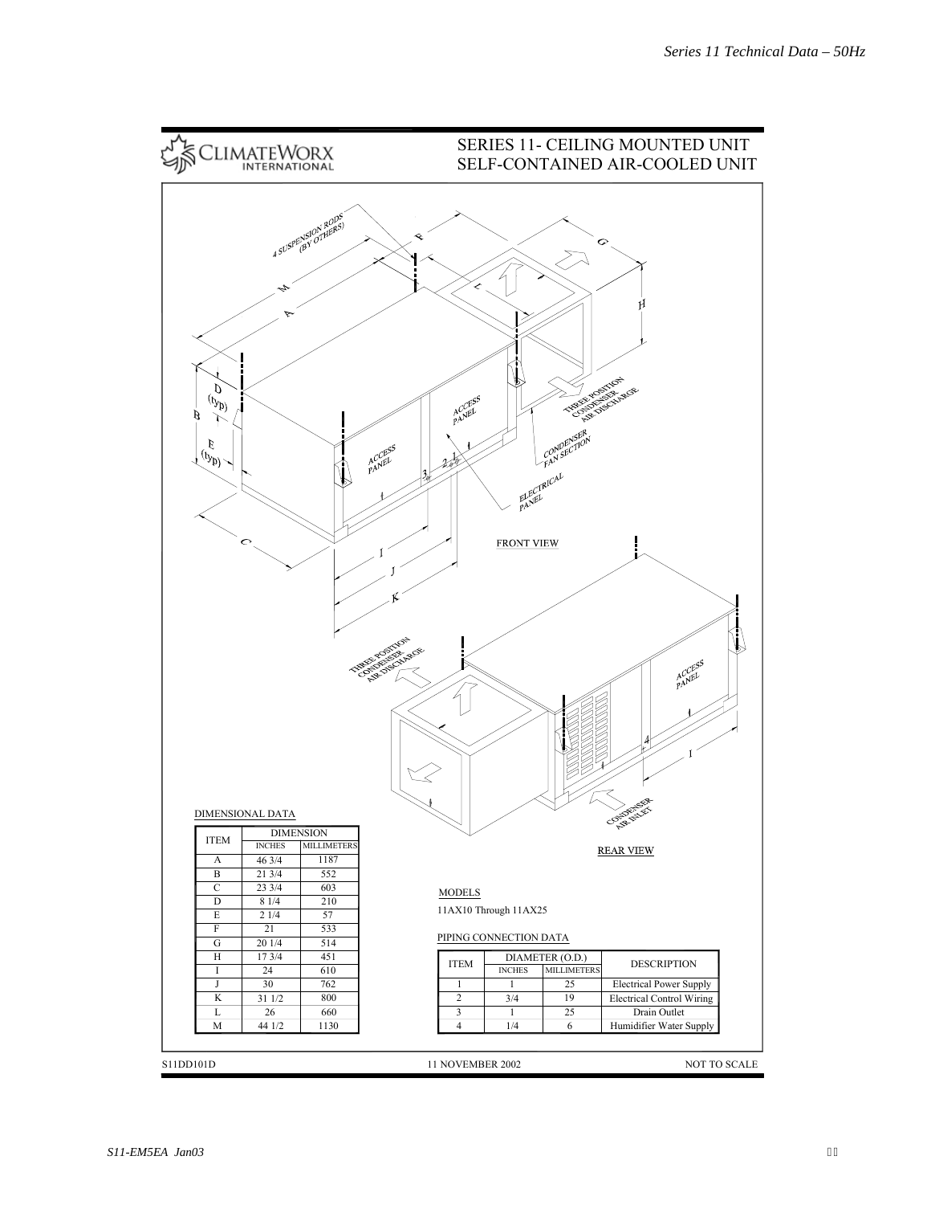# SERIES 11- CEILING MOUNTED UNIT
## SELF-CONTAINED AIR-COOLED UNIT

CLIMATEWORX INTERNATIONAL

4 SUSPENSION RODS (BY OTHERS)

ACCESS PANEL

ACCESS PANEL

THREE POSITION CONDENSER AIR DISCHARGE

CONDENSER FAN SECTION

ELECTRICAL PANEL

FRONT VIEW

THREE POSITION CONDENSER AIR DISCHARGE

ACCESS PANEL

CONDENSER AIR INLET

REAR VIEW

### DIMENSIONAL DATA

| ITEM | DIMENSION | |
|---|---|---|
| | INCHES | MILLIMETERS |
| A | 46 3/4 | 1187 |
| B | 21 3/4 | 552 |
| C | 23 3/4 | 603 |
| D | 8 1/4 | 210 |
| E | 2 1/4 | 57 |
| F | 21 | 533 |
| G | 20 1/4 | 514 |
| H | 17 3/4 | 451 |
| I | 24 | 610 |
| J | 30 | 762 |
| K | 31 1/2 | 800 |
| L | 26 | 660 |
| M | 44 1/2 | 1130 |

### MODELS

11AX10 Through 11AX25

### PIPING CONNECTION DATA

| ITEM | DIAMETER (O.D.) | | DESCRIPTION |
|---|---|---|---|
| | INCHES | MILLIMETERS | |
| 1 | 1 | 25 | Electrical Power Supply |
| 2 | 3/4 | 19 | Electrical Control Wiring |
| 3 | 1 | 25 | Drain Outlet |
| 4 | 1/4 | 6 | Humidifier Water Supply |

S11DD101D 11 NOVEMBER 2002 NOT TO SCALE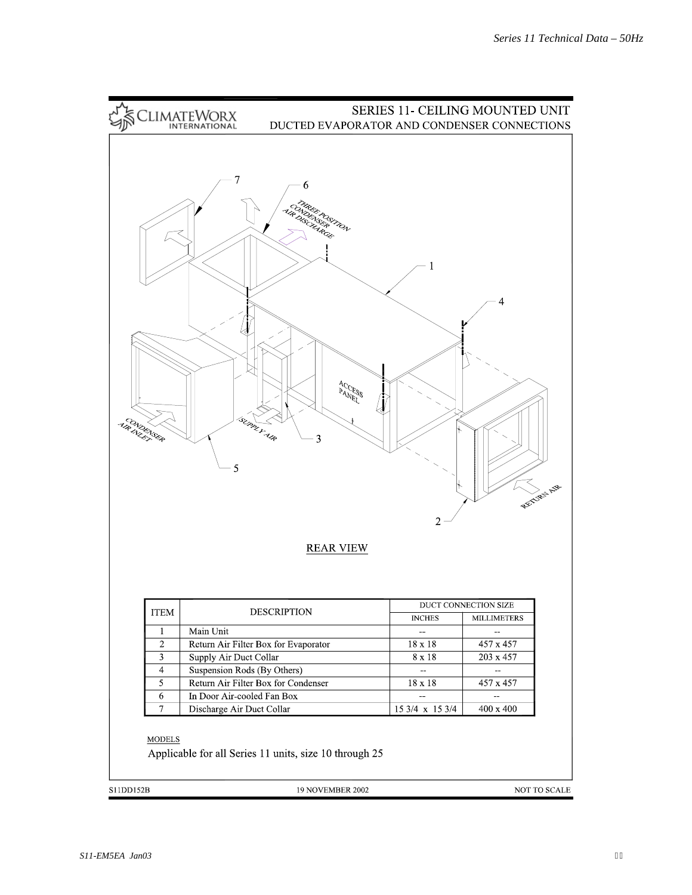CLIMATEWORX INTERNATIONAL

# SERIES 11- CEILING MOUNTED UNIT
## DUCTED EVAPORATOR AND CONDENSER CONNECTIONS

THREE POSITION CONDENSER AIR DISCHARGE

ACCESS PANEL

CONDENSER AIR INLET

SUPPLY AIR

RETURN AIR

REAR VIEW

| ITEM | DESCRIPTION | DUCT CONNECTION SIZE | |
|---|---|---|---|
| | | INCHES | MILLIMETERS |
| 1 | Main Unit | -- | -- |
| 2 | Return Air Filter Box for Evaporator | 18 x 18 | 457 x 457 |
| 3 | Supply Air Duct Collar | 8 x 18 | 203 x 457 |
| 4 | Suspension Rods (By Others) | -- | -- |
| 5 | Return Air Filter Box for Condenser | 18 x 18 | 457 x 457 |
| 6 | In Door Air-cooled Fan Box | -- | -- |
| 7 | Discharge Air Duct Collar | 15 3/4 x 15 3/4 | 400 x 400 |

MODELS

Applicable for all Series 11 units, size 10 through 25

S11DD152B 19 NOVEMBER 2002 NOT TO SCALE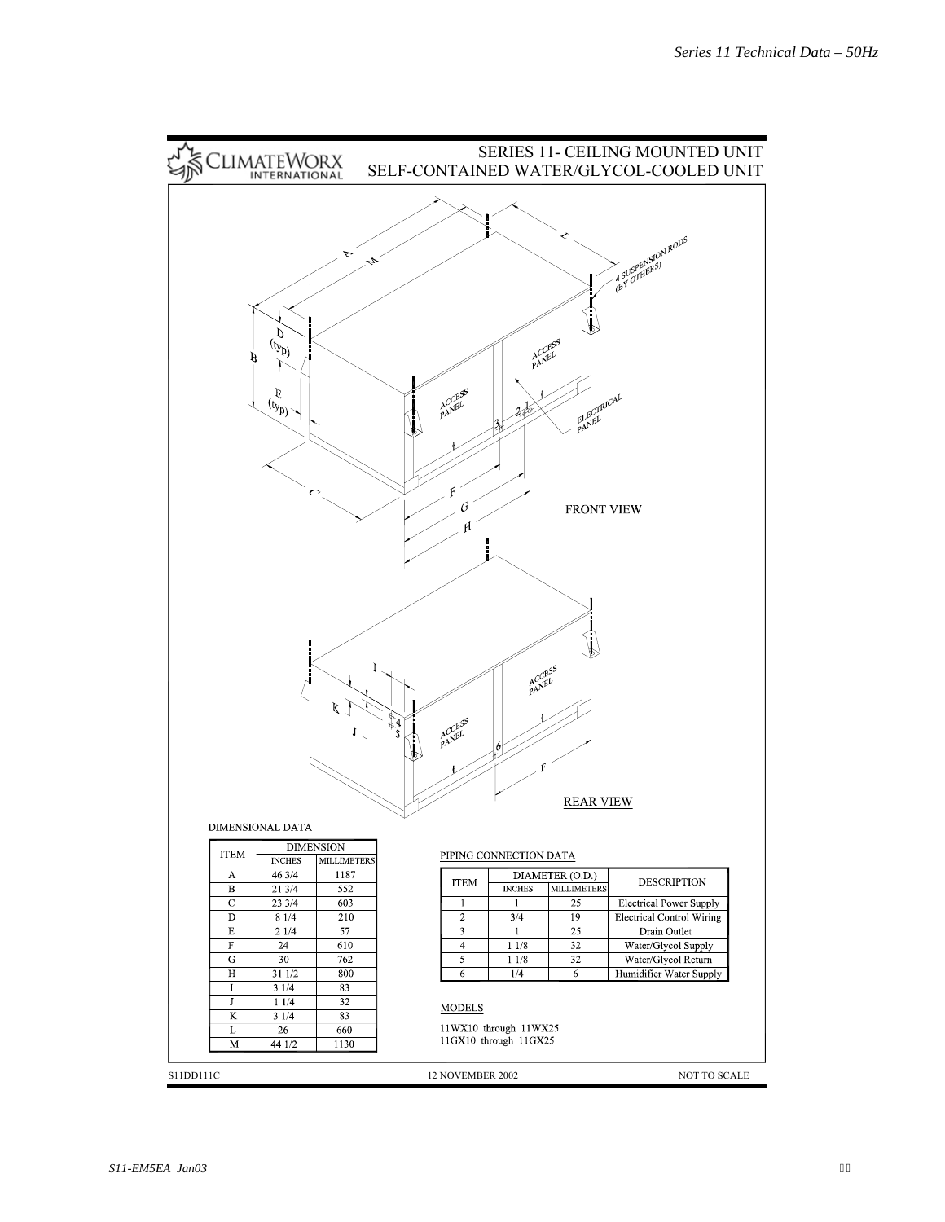# SERIES 11- CEILING MOUNTED UNIT
## SELF-CONTAINED WATER/GLYCOL-COOLED UNIT

CLIMATEWORX INTERNATIONAL

FRONT VIEW

REAR VIEW

DIMENSIONAL DATA

| ITEM | DIMENSION | |
|---|---|---|
| | INCHES | MILLIMETERS |
| A | 46 3/4 | 1187 |
| B | 21 3/4 | 552 |
| C | 23 3/4 | 603 |
| D | 8 1/4 | 210 |
| E | 2 1/4 | 57 |
| F | 24 | 610 |
| G | 30 | 762 |
| H | 31 1/2 | 800 |
| I | 3 1/4 | 83 |
| J | 1 1/4 | 32 |
| K | 3 1/4 | 83 |
| L | 26 | 660 |
| M | 44 1/2 | 1130 |

PIPING CONNECTION DATA

| ITEM | DIAMETER (O.D.) | | DESCRIPTION |
|---|---|---|---|
| | INCHES | MILLIMETERS | |
| 1 | 1 | 25 | Electrical Power Supply |
| 2 | 3/4 | 19 | Electrical Control Wiring |
| 3 | 1 | 25 | Drain Outlet |
| 4 | 1 1/8 | 32 | Water/Glycol Supply |
| 5 | 1 1/8 | 32 | Water/Glycol Return |
| 6 | 1/4 | 6 | Humidifier Water Supply |

MODELS

11WX10 through 11WX25
11GX10 through 11GX25

S11DD111C 12 NOVEMBER 2002 NOT TO SCALE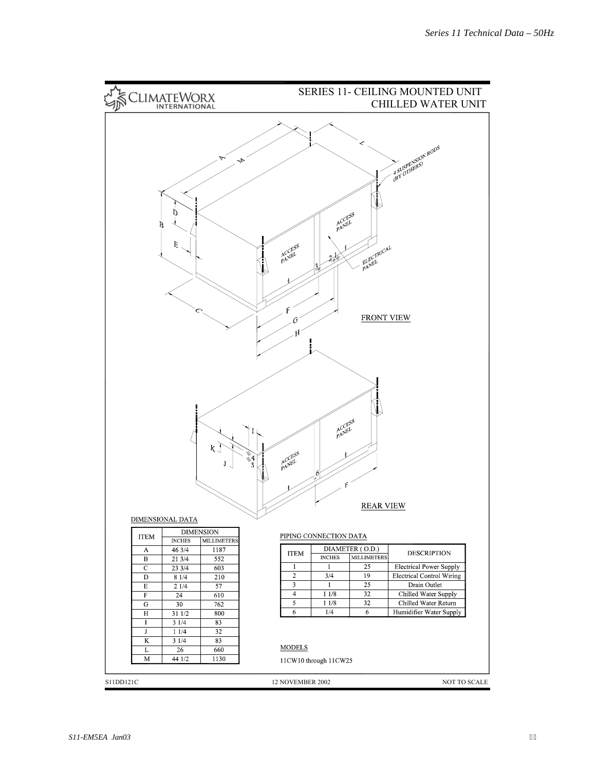# SERIES 11- CEILING MOUNTED UNIT
## CHILLED WATER UNIT

ClimateWorx International

FRONT VIEW

REAR VIEW

4 SUSPENSION RODS (BY OTHERS)

ACCESS PANEL

ELECTRICAL PANEL

### DIMENSIONAL DATA

| ITEM | DIMENSION | |
|---|---|---|
| | INCHES | MILLIMETERS |
| A | 46 3/4 | 1187 |
| B | 21 3/4 | 552 |
| C | 23 3/4 | 603 |
| D | 8 1/4 | 210 |
| E | 2 1/4 | 57 |
| F | 24 | 610 |
| G | 30 | 762 |
| H | 31 1/2 | 800 |
| I | 3 1/4 | 83 |
| J | 1 1/4 | 32 |
| K | 3 1/4 | 83 |
| L | 26 | 660 |
| M | 44 1/2 | 1130 |

### PIPING CONNECTION DATA

| ITEM | DIAMETER ( O.D.) | | DESCRIPTION |
|---|---|---|---|
| | INCHES | MILLIMETERS | |
| 1 | 1 | 25 | Electrical Power Supply |
| 2 | 3/4 | 19 | Electrical Control Wiring |
| 3 | 1 | 25 | Drain Outlet |
| 4 | 1 1/8 | 32 | Chilled Water Supply |
| 5 | 1 1/8 | 32 | Chilled Water Return |
| 6 | 1/4 | 6 | Humidifier Water Supply |

### MODELS

11CW10 through 11CW25

S11DD121C    12 NOVEMBER 2002    NOT TO SCALE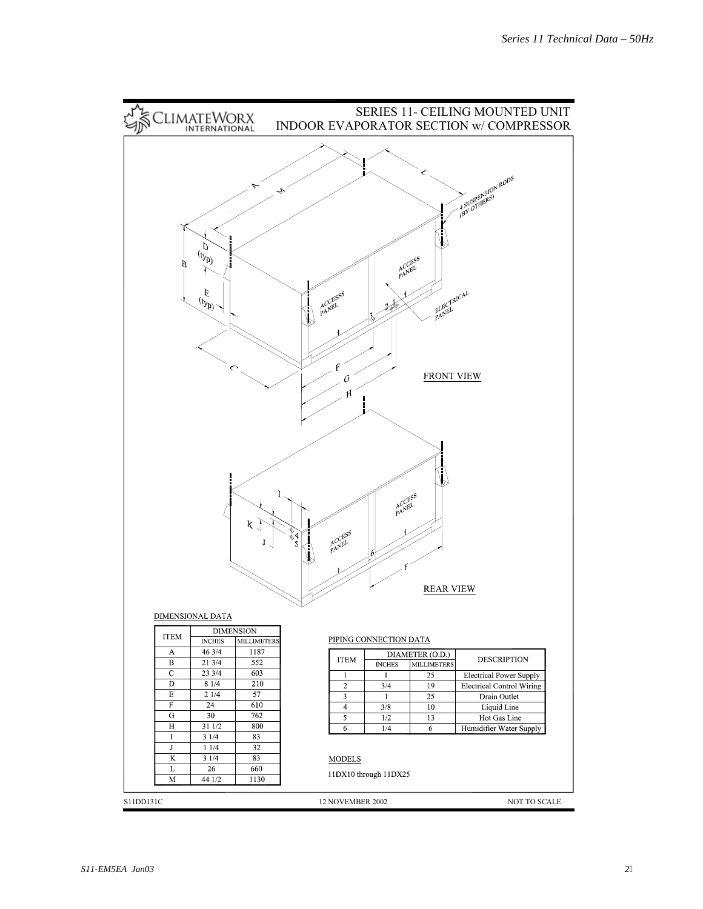CLIMATEWORX INTERNATIONAL

# SERIES 11- CEILING MOUNTED UNIT INDOOR EVAPORATOR SECTION w/ COMPRESSOR

FRONT VIEW

REAR VIEW

## DIMENSIONAL DATA

| ITEM | DIMENSION | |
|---|---|---|
| | INCHES | MILLIMETERS |
| A | 46 3/4 | 1187 |
| B | 21 3/4 | 552 |
| C | 23 3/4 | 603 |
| D | 8 1/4 | 210 |
| E | 2 1/4 | 57 |
| F | 24 | 610 |
| G | 30 | 762 |
| H | 31 1/2 | 800 |
| I | 3 1/4 | 83 |
| J | 1 1/4 | 32 |
| K | 3 1/4 | 83 |
| L | 26 | 660 |
| M | 44 1/2 | 1130 |

## PIPING CONNECTION DATA

| ITEM | DIAMETER (O.D.) | | DESCRIPTION |
|---|---|---|---|
| | INCHES | MILLIMETERS | |
| 1 | 1 | 25 | Electrical Power Supply |
| 2 | 3/4 | 19 | Electrical Control Wiring |
| 3 | 1 | 25 | Drain Outlet |
| 4 | 3/8 | 10 | Liquid Line |
| 5 | 1/2 | 13 | Hot Gas Line |
| 6 | 1/4 | 6 | Humidifier Water Supply |

## MODELS

11DX10 through 11DX25

S11DD131C 12 NOVEMBER 2002 NOT TO SCALE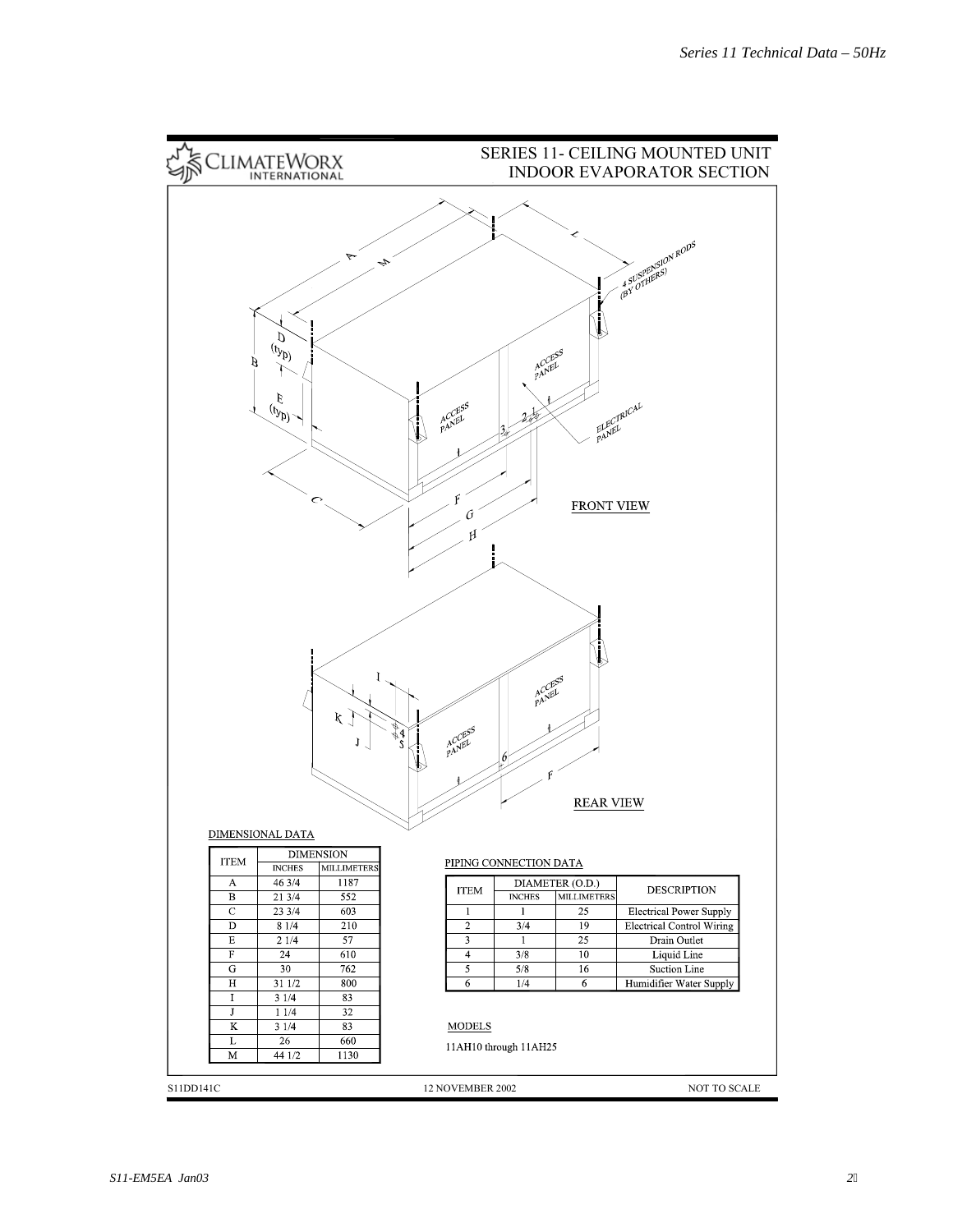CLIMATEWORX INTERNATIONAL

# SERIES 11- CEILING MOUNTED UNIT INDOOR EVAPORATOR SECTION

FRONT VIEW

REAR VIEW

## DIMENSIONAL DATA

| ITEM | DIMENSION | |
|---|---|---|
| | INCHES | MILLIMETERS |
| A | 46 3/4 | 1187 |
| B | 21 3/4 | 552 |
| C | 23 3/4 | 603 |
| D | 8 1/4 | 210 |
| E | 2 1/4 | 57 |
| F | 24 | 610 |
| G | 30 | 762 |
| H | 31 1/2 | 800 |
| I | 3 1/4 | 83 |
| J | 1 1/4 | 32 |
| K | 3 1/4 | 83 |
| L | 26 | 660 |
| M | 44 1/2 | 1130 |

## PIPING CONNECTION DATA

| ITEM | DIAMETER (O.D.) | | DESCRIPTION |
|---|---|---|---|
| | INCHES | MILLIMETERS | |
| 1 | 1 | 25 | Electrical Power Supply |
| 2 | 3/4 | 19 | Electrical Control Wiring |
| 3 | 1 | 25 | Drain Outlet |
| 4 | 3/8 | 10 | Liquid Line |
| 5 | 5/8 | 16 | Suction Line |
| 6 | 1/4 | 6 | Humidifier Water Supply |

## MODELS

11AH10 through 11AH25

S11DD141C    12 NOVEMBER 2002    NOT TO SCALE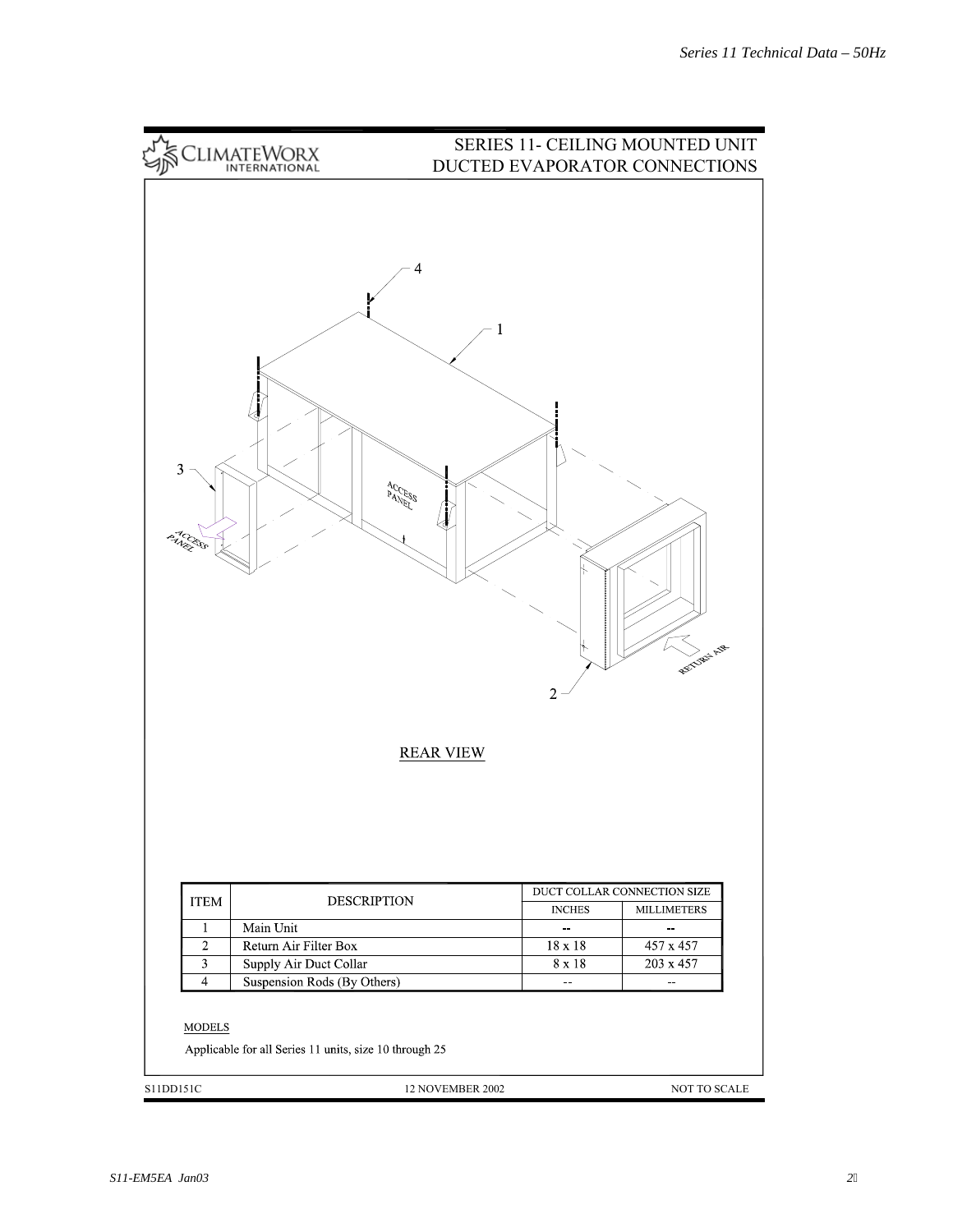ClimateWorx International

# SERIES 11- CEILING MOUNTED UNIT DUCTED EVAPORATOR CONNECTIONS

4

1

3

ACCESS PANEL

ACCESS PANEL

RETURN AIR

2

REAR VIEW

| ITEM | DESCRIPTION | DUCT COLLAR CONNECTION SIZE | |
|---|---|---|---|
| | | INCHES | MILLIMETERS |
| 1 | Main Unit | -- | -- |
| 2 | Return Air Filter Box | 18 x 18 | 457 x 457 |
| 3 | Supply Air Duct Collar | 8 x 18 | 203 x 457 |
| 4 | Suspension Rods (By Others) | -- | -- |

MODELS

Applicable for all Series 11 units, size 10 through 25

S11DD151C 12 NOVEMBER 2002 NOT TO SCALE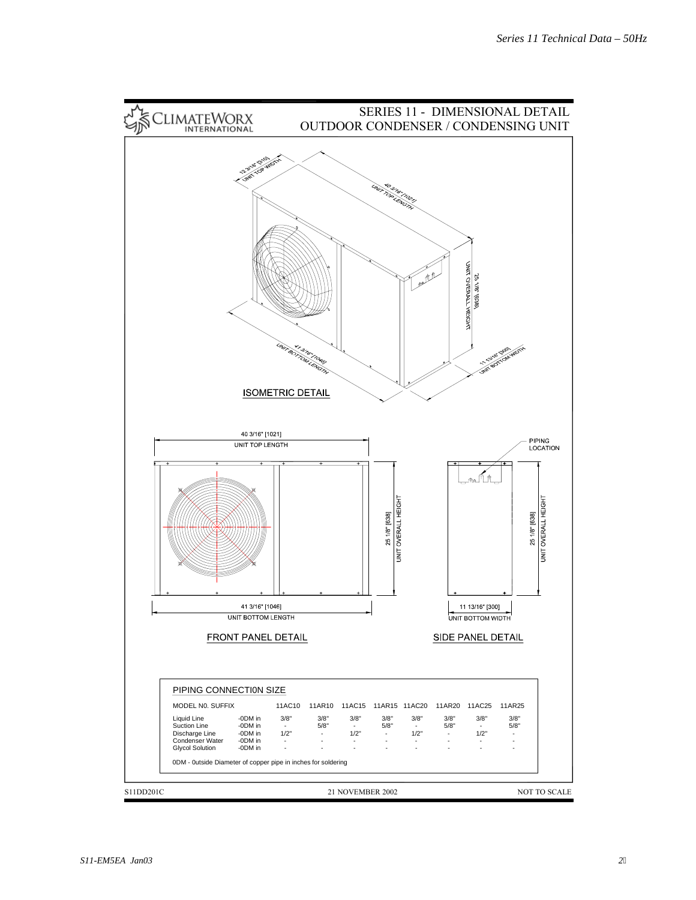CLIMATEWORX INTERNATIONAL

# SERIES 11 - DIMENSIONAL DETAIL OUTDOOR CONDENSER / CONDENSING UNIT

12 3/16" [310] UNIT TOP WIDTH

40 3/16" [1021] UNIT TOP LENGTH

25 1/8" [638] UNIT OVERALL HEIGHT

41 3/16" [1046] UNIT BOTTOM LENGTH

11 13/16" [300] UNIT BOTTOM WIDTH

ISOMETRIC DETAIL

40 3/16" [1021] UNIT TOP LENGTH

PIPING LOCATION

25 1/8" [638] UNIT OVERALL HEIGHT

25 1/8" [638] UNIT OVERALL HEIGHT

41 3/16" [1046] UNIT BOTTOM LENGTH

11 13/16" [300] UNIT BOTTOM WIDTH

FRONT PANEL DETAIL

SIDE PANEL DETAIL

## PIPING CONNECTION SIZE

| MODEL N0. SUFFIX | | 11AC10 | 11AR10 | 11AC15 | 11AR15 | 11AC20 | 11AR20 | 11AC25 | 11AR25 |
|---|---|---|---|---|---|---|---|---|---|
| Liquid Line | -0DM in | 3/8" | 3/8" | 3/8" | 3/8" | 3/8" | 3/8" | 3/8" | 3/8" |
| Suction Line | -0DM in | - | 5/8" | - | 5/8" | - | 5/8" | - | 5/8" |
| Discharge Line | -0DM in | 1/2" | - | 1/2" | - | 1/2" | - | 1/2" | - |
| Condenser Water | -0DM in | - | - | - | - | - | - | - | - |
| Glycol Solution | -0DM in | - | - | - | - | - | - | - | - |

0DM - 0utside Diameter of copper pipe in inches for soldering

S11DD201C 21 NOVEMBER 2002 NOT TO SCALE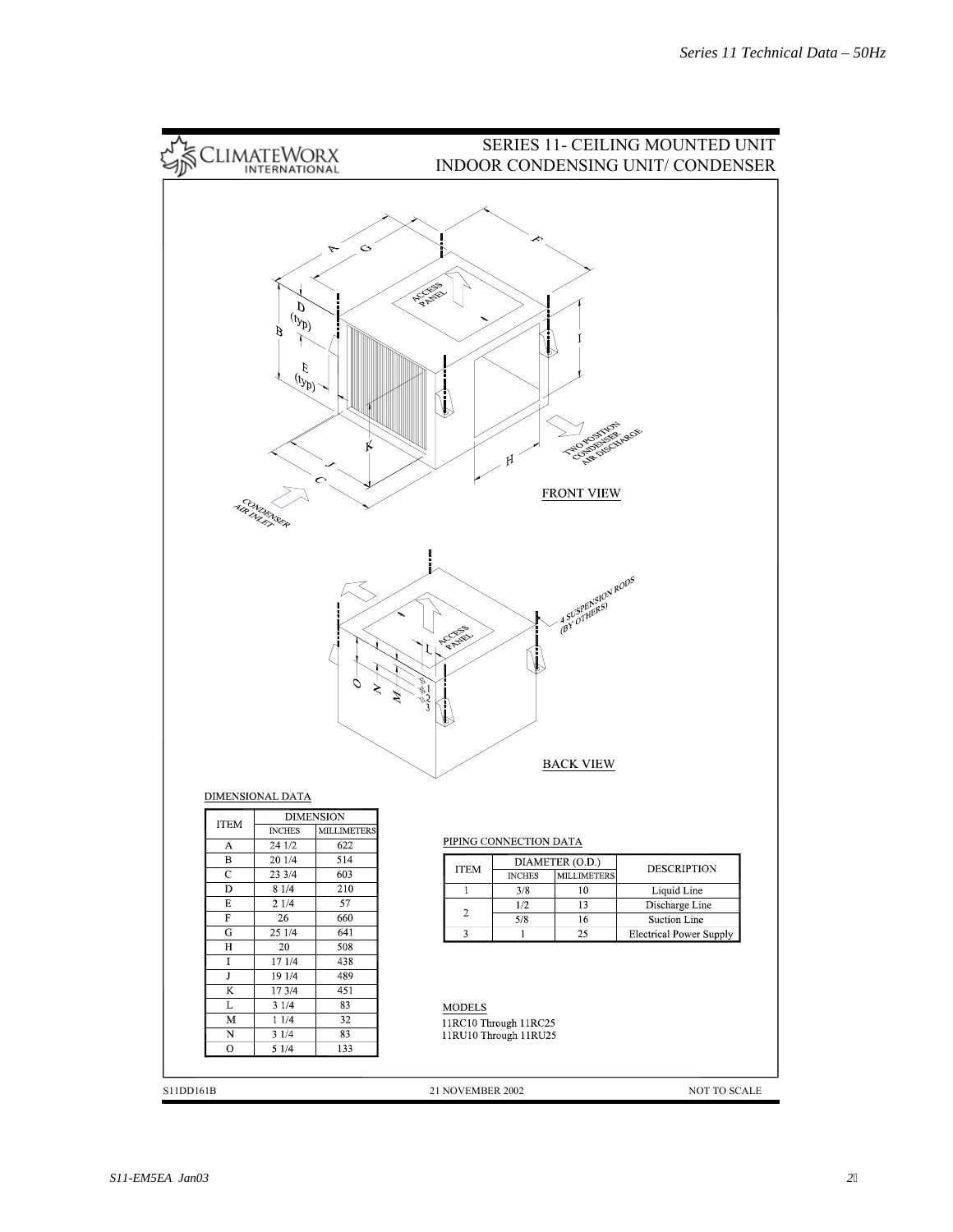# SERIES 11- CEILING MOUNTED UNIT
## INDOOR CONDENSING UNIT/ CONDENSER

CLIMATEWORX INTERNATIONAL

FRONT VIEW

BACK VIEW

### DIMENSIONAL DATA

| ITEM | DIMENSION | |
|---|---|---|
| | INCHES | MILLIMETERS |
| A | 24 1/2 | 622 |
| B | 20 1/4 | 514 |
| C | 23 3/4 | 603 |
| D | 8 1/4 | 210 |
| E | 2 1/4 | 57 |
| F | 26 | 660 |
| G | 25 1/4 | 641 |
| H | 20 | 508 |
| I | 17 1/4 | 438 |
| J | 19 1/4 | 489 |
| K | 17 3/4 | 451 |
| L | 3 1/4 | 83 |
| M | 1 1/4 | 32 |
| N | 3 1/4 | 83 |
| O | 5 1/4 | 133 |

### PIPING CONNECTION DATA

| ITEM | DIAMETER (O.D.) | | DESCRIPTION |
|---|---|---|---|
| | INCHES | MILLIMETERS | |
| 1 | 3/8 | 10 | Liquid Line |
| 2 | 1/2 | 13 | Discharge Line |
| | 5/8 | 16 | Suction Line |
| 3 | 1 | 25 | Electrical Power Supply |

### MODELS

11RC10 Through 11RC25
11RU10 Through 11RU25

S11DD161B 21 NOVEMBER 2002 NOT TO SCALE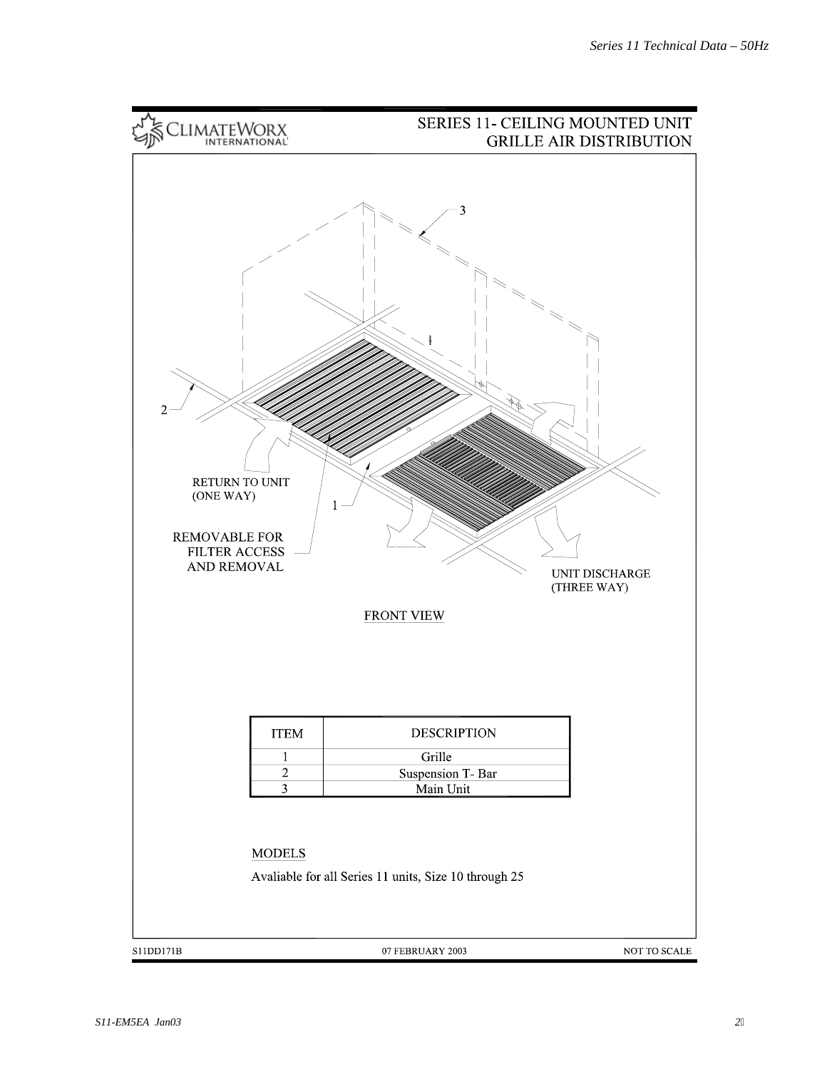CLIMATEWORX INTERNATIONAL

## SERIES 11- CEILING MOUNTED UNIT GRILLE AIR DISTRIBUTION

3

2

RETURN TO UNIT
(ONE WAY)

1

REMOVABLE FOR
FILTER ACCESS
AND REMOVAL

UNIT DISCHARGE
(THREE WAY)

FRONT VIEW

| ITEM | DESCRIPTION |
|---|---|
| 1 | Grille |
| 2 | Suspension T- Bar |
| 3 | Main Unit |

MODELS

Avaliable for all Series 11 units, Size 10 through 25

S11DD171B 07 FEBRUARY 2003 NOT TO SCALE